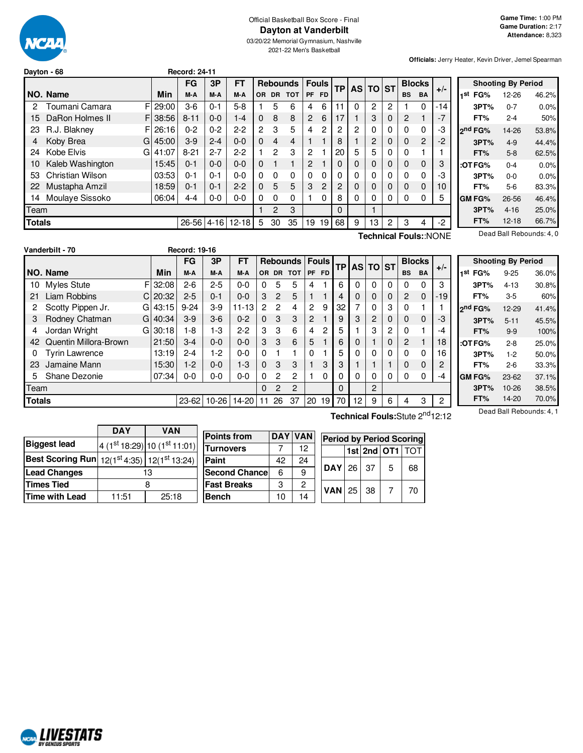Official Basketball Box Score - Final

# Dayton at Vanderbilt

03/20/22 Memorial Gymnasium, Nashville
2021-22 Men's Basketball

**Game Time:** 1:00 PM
**Game Duration:** 2:17
**Attendance:** 8,323

**Officials:** Jerry Heater, Kevin Driver, Jemel Spearman

## Dayton - 68 (Record: 24-11)

| NO. | Name | | Min | FG M-A | 3P M-A | FT M-A | OR | DR | TOT | PF | FD | TP | AS | TO | ST | BS | BA | +/- |
|---|---|---|---|---|---|---|---|---|---|---|---|---|---|---|---|---|---|---|
| 2 | Toumani Camara | F | 29:00 | 3-6 | 0-1 | 5-8 | 1 | 5 | 6 | 4 | 6 | 11 | 0 | 2 | 2 | 1 | 0 | -14 |
| 15 | DaRon Holmes II | F | 38:56 | 8-11 | 0-0 | 1-4 | 0 | 8 | 8 | 2 | 6 | 17 | 1 | 3 | 0 | 2 | 1 | -7 |
| 23 | R.J. Blakney | F | 26:16 | 0-2 | 0-2 | 2-2 | 2 | 3 | 5 | 4 | 2 | 2 | 2 | 0 | 0 | 0 | 0 | -3 |
| 4 | Koby Brea | G | 45:00 | 3-9 | 2-4 | 0-0 | 0 | 4 | 4 | 1 | 1 | 8 | 1 | 2 | 0 | 0 | 2 | -2 |
| 24 | Kobe Elvis | G | 41:07 | 8-21 | 2-7 | 2-2 | 1 | 2 | 3 | 2 | 1 | 20 | 5 | 5 | 0 | 0 | 1 | 1 |
| 10 | Kaleb Washington | | 15:45 | 0-1 | 0-0 | 0-0 | 0 | 1 | 1 | 2 | 1 | 0 | 0 | 0 | 0 | 0 | 0 | 3 |
| 53 | Christian Wilson | | 03:53 | 0-1 | 0-1 | 0-0 | 0 | 0 | 0 | 0 | 0 | 0 | 0 | 0 | 0 | 0 | 0 | -3 |
| 22 | Mustapha Amzil | | 18:59 | 0-1 | 0-1 | 2-2 | 0 | 5 | 5 | 3 | 2 | 2 | 0 | 0 | 0 | 0 | 0 | 10 |
| 14 | Moulaye Sissoko | | 06:04 | 4-4 | 0-0 | 0-0 | 0 | 0 | 0 | 1 | 0 | 8 | 0 | 0 | 0 | 0 | 0 | 5 |
| | Team | | | | | | 1 | 2 | 3 | | | 0 | | 1 | | | | |
| | **Totals** | | | 26-56 | 4-16 | 12-18 | 5 | 30 | 35 | 19 | 19 | 68 | 9 | 13 | 2 | 3 | 4 | -2 |

Technical Fouls::NONE

| Shooting By Period | | |
|---|---|---|
| 1st FG% | 12-26 | 46.2% |
| 3PT% | 0-7 | 0.0% |
| FT% | 2-4 | 50% |
| 2nd FG% | 14-26 | 53.8% |
| 3PT% | 4-9 | 44.4% |
| FT% | 5-8 | 62.5% |
| OT FG% | 0-4 | 0.0% |
| 3PT% | 0-0 | 0.0% |
| FT% | 5-6 | 83.3% |
| GM FG% | 26-56 | 46.4% |
| 3PT% | 4-16 | 25.0% |
| FT% | 12-18 | 66.7% |

Dead Ball Rebounds: 4, 0

## Vanderbilt - 70 (Record: 19-16)

| NO. | Name | | Min | FG M-A | 3P M-A | FT M-A | OR | DR | TOT | PF | FD | TP | AS | TO | ST | BS | BA | +/- |
|---|---|---|---|---|---|---|---|---|---|---|---|---|---|---|---|---|---|---|
| 10 | Myles Stute | F | 32:08 | 2-6 | 2-5 | 0-0 | 0 | 5 | 5 | 4 | 1 | 6 | 0 | 0 | 0 | 0 | 0 | 3 |
| 21 | Liam Robbins | C | 20:32 | 2-5 | 0-1 | 0-0 | 3 | 2 | 5 | 1 | 1 | 4 | 0 | 0 | 0 | 2 | 0 | -19 |
| 2 | Scotty Pippen Jr. | G | 43:15 | 9-24 | 3-9 | 11-13 | 2 | 2 | 4 | 2 | 9 | 32 | 7 | 0 | 3 | 0 | 1 | 1 |
| 3 | Rodney Chatman | G | 40:34 | 3-9 | 3-6 | 0-2 | 0 | 3 | 3 | 2 | 1 | 9 | 3 | 2 | 0 | 0 | 0 | -3 |
| 4 | Jordan Wright | G | 30:18 | 1-8 | 1-3 | 2-2 | 3 | 3 | 6 | 4 | 2 | 5 | 1 | 3 | 2 | 0 | 1 | -4 |
| 42 | Quentin Millora-Brown | | 21:50 | 3-4 | 0-0 | 0-0 | 3 | 3 | 6 | 5 | 1 | 6 | 0 | 1 | 0 | 2 | 1 | 18 |
| 0 | Tyrin Lawrence | | 13:19 | 2-4 | 1-2 | 0-0 | 0 | 1 | 1 | 0 | 1 | 5 | 0 | 0 | 0 | 0 | 0 | 16 |
| 23 | Jamaine Mann | | 15:30 | 1-2 | 0-0 | 1-3 | 0 | 3 | 3 | 1 | 3 | 3 | 1 | 1 | 1 | 0 | 0 | 2 |
| 5 | Shane Dezonie | | 07:34 | 0-0 | 0-0 | 0-0 | 0 | 2 | 2 | 1 | 0 | 0 | 0 | 0 | 0 | 0 | 0 | -4 |
| | Team | | | | | | 0 | 2 | 2 | | | 0 | | 2 | | | | |
| | **Totals** | | | 23-62 | 10-26 | 14-20 | 11 | 26 | 37 | 20 | 19 | 70 | 12 | 9 | 6 | 4 | 3 | 2 |

Technical Fouls:Stute 2nd12:12

| Shooting By Period | | |
|---|---|---|
| 1st FG% | 9-25 | 36.0% |
| 3PT% | 4-13 | 30.8% |
| FT% | 3-5 | 60% |
| 2nd FG% | 12-29 | 41.4% |
| 3PT% | 5-11 | 45.5% |
| FT% | 9-9 | 100% |
| OT FG% | 2-8 | 25.0% |
| 3PT% | 1-2 | 50.0% |
| FT% | 2-6 | 33.3% |
| GM FG% | 23-62 | 37.1% |
| 3PT% | 10-26 | 38.5% |
| FT% | 14-20 | 70.0% |

Dead Ball Rebounds: 4, 1

| | DAY | VAN |
|---|---|---|
| **Biggest lead** | 4 (1st 18:29) | 10 (1st 11:01) |
| **Best Scoring Run** | 12(1st 4:35) | 12(1st 13:24) |
| **Lead Changes** | 13 | |
| **Times Tied** | 8 | |
| **Time with Lead** | 11:51 | 25:18 |

| Points from | DAY | VAN |
|---|---|---|
| Turnovers | 7 | 12 |
| Paint | 42 | 24 |
| Second Chance | 6 | 9 |
| Fast Breaks | 3 | 2 |
| Bench | 10 | 14 |

| Period by Period Scoring | 1st | 2nd | OT1 | TOT |
|---|---|---|---|---|
| DAY | 26 | 37 | 5 | 68 |
| VAN | 25 | 38 | 7 | 70 |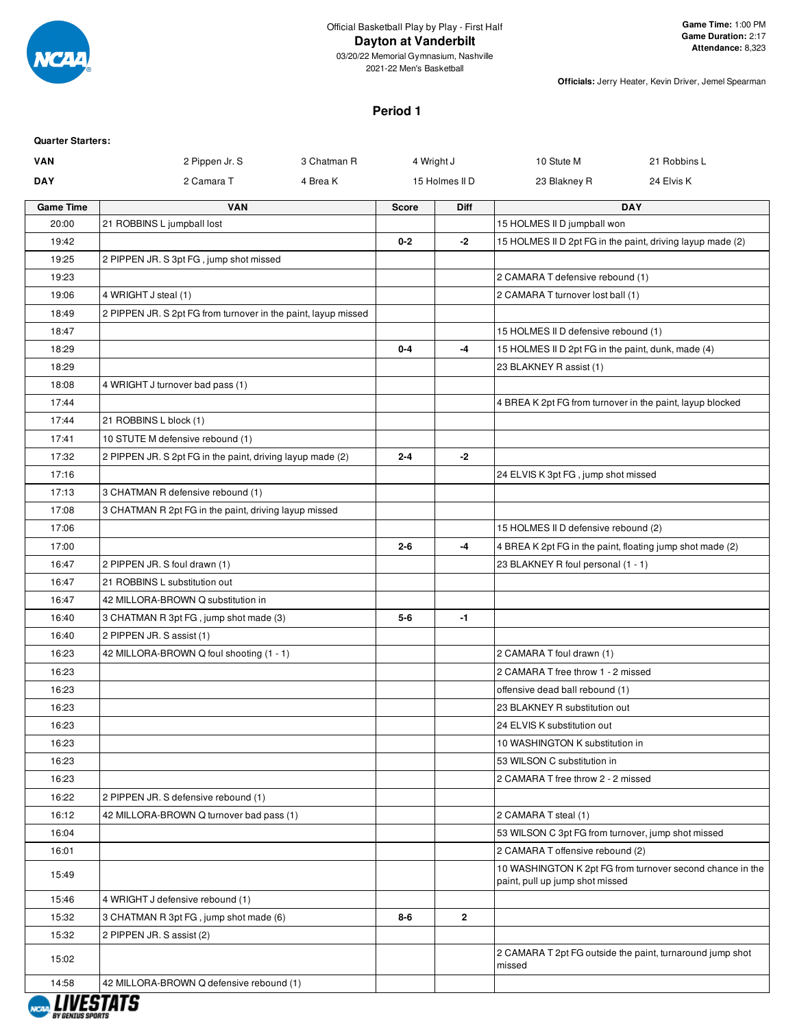Official Basketball Play by Play - First Half

# Dayton at Vanderbilt

03/20/22 Memorial Gymnasium, Nashville
2021-22 Men's Basketball

**Game Time:** 1:00 PM
**Game Duration:** 2:17
**Attendance:** 8,323

**Officials:** Jerry Heater, Kevin Driver, Jemel Spearman

## Period 1

**Quarter Starters:**

| | | | | | |
|---|---|---|---|---|---|
| **VAN** | 2 Pippen Jr. S | 3 Chatman R | 4 Wright J | 10 Stute M | 21 Robbins L |
| **DAY** | 2 Camara T | 4 Brea K | 15 Holmes II D | 23 Blakney R | 24 Elvis K |

| Game Time | VAN | Score | Diff | DAY |
|---|---|---|---|---|
| 20:00 | 21 ROBBINS L jumpball lost | | | 15 HOLMES II D jumpball won |
| 19:42 | | 0-2 | -2 | 15 HOLMES II D 2pt FG in the paint, driving layup made (2) |
| 19:25 | 2 PIPPEN JR. S 3pt FG , jump shot missed | | | |
| 19:23 | | | | 2 CAMARA T defensive rebound (1) |
| 19:06 | 4 WRIGHT J steal (1) | | | 2 CAMARA T turnover lost ball (1) |
| 18:49 | 2 PIPPEN JR. S 2pt FG from turnover in the paint, layup missed | | | |
| 18:47 | | | | 15 HOLMES II D defensive rebound (1) |
| 18:29 | | 0-4 | -4 | 15 HOLMES II D 2pt FG in the paint, dunk, made (4) |
| 18:29 | | | | 23 BLAKNEY R assist (1) |
| 18:08 | 4 WRIGHT J turnover bad pass (1) | | | |
| 17:44 | | | | 4 BREA K 2pt FG from turnover in the paint, layup blocked |
| 17:44 | 21 ROBBINS L block (1) | | | |
| 17:41 | 10 STUTE M defensive rebound (1) | | | |
| 17:32 | 2 PIPPEN JR. S 2pt FG in the paint, driving layup made (2) | 2-4 | -2 | |
| 17:16 | | | | 24 ELVIS K 3pt FG , jump shot missed |
| 17:13 | 3 CHATMAN R defensive rebound (1) | | | |
| 17:08 | 3 CHATMAN R 2pt FG in the paint, driving layup missed | | | |
| 17:06 | | | | 15 HOLMES II D defensive rebound (2) |
| 17:00 | | 2-6 | -4 | 4 BREA K 2pt FG in the paint, floating jump shot made (2) |
| 16:47 | 2 PIPPEN JR. S foul drawn (1) | | | 23 BLAKNEY R foul personal (1 - 1) |
| 16:47 | 21 ROBBINS L substitution out | | | |
| 16:47 | 42 MILLORA-BROWN Q substitution in | | | |
| 16:40 | 3 CHATMAN R 3pt FG , jump shot made (3) | 5-6 | -1 | |
| 16:40 | 2 PIPPEN JR. S assist (1) | | | |
| 16:23 | 42 MILLORA-BROWN Q foul shooting (1 - 1) | | | 2 CAMARA T foul drawn (1) |
| 16:23 | | | | 2 CAMARA T free throw 1 - 2 missed |
| 16:23 | | | | offensive dead ball rebound (1) |
| 16:23 | | | | 23 BLAKNEY R substitution out |
| 16:23 | | | | 24 ELVIS K substitution out |
| 16:23 | | | | 10 WASHINGTON K substitution in |
| 16:23 | | | | 53 WILSON C substitution in |
| 16:23 | | | | 2 CAMARA T free throw 2 - 2 missed |
| 16:22 | 2 PIPPEN JR. S defensive rebound (1) | | | |
| 16:12 | 42 MILLORA-BROWN Q turnover bad pass (1) | | | 2 CAMARA T steal (1) |
| 16:04 | | | | 53 WILSON C 3pt FG from turnover, jump shot missed |
| 16:01 | | | | 2 CAMARA T offensive rebound (2) |
| 15:49 | | | | 10 WASHINGTON K 2pt FG from turnover second chance in the paint, pull up jump shot missed |
| 15:46 | 4 WRIGHT J defensive rebound (1) | | | |
| 15:32 | 3 CHATMAN R 3pt FG , jump shot made (6) | 8-6 | 2 | |
| 15:32 | 2 PIPPEN JR. S assist (2) | | | |
| 15:02 | | | | 2 CAMARA T 2pt FG outside the paint, turnaround jump shot missed |
| 14:58 | 42 MILLORA-BROWN Q defensive rebound (1) | | | |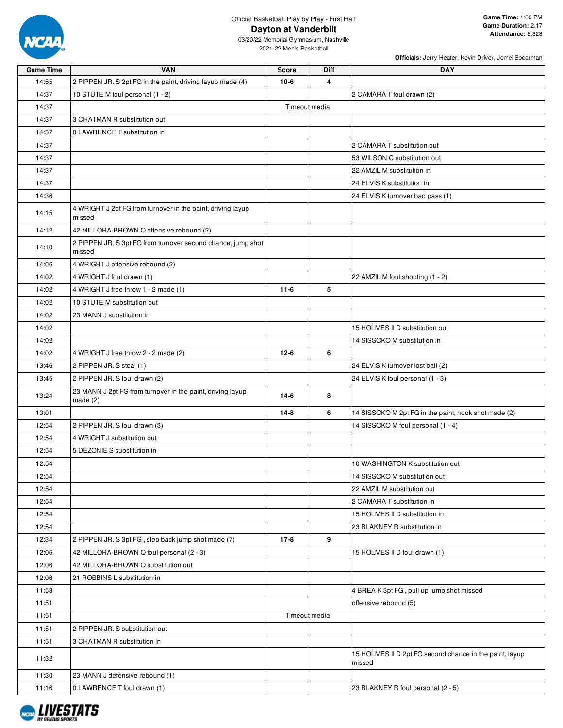Official Basketball Play by Play - First Half

# Dayton at Vanderbilt

03/20/22 Memorial Gymnasium, Nashville
2021-22 Men's Basketball

**Game Time:** 1:00 PM
**Game Duration:** 2:17
**Attendance:** 8,323

**Officials:** Jerry Heater, Kevin Driver, Jemel Spearman

| Game Time | VAN | Score | Diff | DAY |
|---|---|---|---|---|
| 14:55 | 2 PIPPEN JR. S 2pt FG in the paint, driving layup made (4) | 10-6 | 4 | |
| 14:37 | 10 STUTE M foul personal (1 - 2) | | | 2 CAMARA T foul drawn (2) |
| 14:37 | | Timeout media | | |
| 14:37 | 3 CHATMAN R substitution out | | | |
| 14:37 | 0 LAWRENCE T substitution in | | | |
| 14:37 | | | | 2 CAMARA T substitution out |
| 14:37 | | | | 53 WILSON C substitution out |
| 14:37 | | | | 22 AMZIL M substitution in |
| 14:37 | | | | 24 ELVIS K substitution in |
| 14:36 | | | | 24 ELVIS K turnover bad pass (1) |
| 14:15 | 4 WRIGHT J 2pt FG from turnover in the paint, driving layup missed | | | |
| 14:12 | 42 MILLORA-BROWN Q offensive rebound (2) | | | |
| 14:10 | 2 PIPPEN JR. S 3pt FG from turnover second chance, jump shot missed | | | |
| 14:06 | 4 WRIGHT J offensive rebound (2) | | | |
| 14:02 | 4 WRIGHT J foul drawn (1) | | | 22 AMZIL M foul shooting (1 - 2) |
| 14:02 | 4 WRIGHT J free throw 1 - 2 made (1) | 11-6 | 5 | |
| 14:02 | 10 STUTE M substitution out | | | |
| 14:02 | 23 MANN J substitution in | | | |
| 14:02 | | | | 15 HOLMES II D substitution out |
| 14:02 | | | | 14 SISSOKO M substitution in |
| 14:02 | 4 WRIGHT J free throw 2 - 2 made (2) | 12-6 | 6 | |
| 13:46 | 2 PIPPEN JR. S steal (1) | | | 24 ELVIS K turnover lost ball (2) |
| 13:45 | 2 PIPPEN JR. S foul drawn (2) | | | 24 ELVIS K foul personal (1 - 3) |
| 13:24 | 23 MANN J 2pt FG from turnover in the paint, driving layup made (2) | 14-6 | 8 | |
| 13:01 | | 14-8 | 6 | 14 SISSOKO M 2pt FG in the paint, hook shot made (2) |
| 12:54 | 2 PIPPEN JR. S foul drawn (3) | | | 14 SISSOKO M foul personal (1 - 4) |
| 12:54 | 4 WRIGHT J substitution out | | | |
| 12:54 | 5 DEZONIE S substitution in | | | |
| 12:54 | | | | 10 WASHINGTON K substitution out |
| 12:54 | | | | 14 SISSOKO M substitution out |
| 12:54 | | | | 22 AMZIL M substitution out |
| 12:54 | | | | 2 CAMARA T substitution in |
| 12:54 | | | | 15 HOLMES II D substitution in |
| 12:54 | | | | 23 BLAKNEY R substitution in |
| 12:34 | 2 PIPPEN JR. S 3pt FG , step back jump shot made (7) | 17-8 | 9 | |
| 12:06 | 42 MILLORA-BROWN Q foul personal (2 - 3) | | | 15 HOLMES II D foul drawn (1) |
| 12:06 | 42 MILLORA-BROWN Q substitution out | | | |
| 12:06 | 21 ROBBINS L substitution in | | | |
| 11:53 | | | | 4 BREA K 3pt FG , pull up jump shot missed |
| 11:51 | | | | offensive rebound (5) |
| 11:51 | | Timeout media | | |
| 11:51 | 2 PIPPEN JR. S substitution out | | | |
| 11:51 | 3 CHATMAN R substitution in | | | |
| 11:32 | | | | 15 HOLMES II D 2pt FG second chance in the paint, layup missed |
| 11:30 | 23 MANN J defensive rebound (1) | | | |
| 11:16 | 0 LAWRENCE T foul drawn (1) | | | 23 BLAKNEY R foul personal (2 - 5) |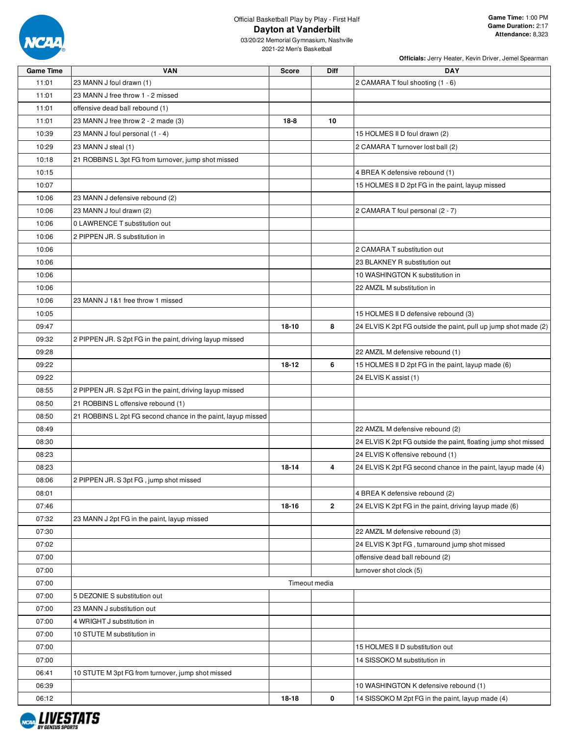# Official Basketball Play by Play - First Half

## Dayton at Vanderbilt

03/20/22 Memorial Gymnasium, Nashville
2021-22 Men's Basketball

**Game Time:** 1:00 PM
**Game Duration:** 2:17
**Attendance:** 8,323

**Officials:** Jerry Heater, Kevin Driver, Jemel Spearman

| Game Time | VAN | Score | Diff | DAY |
|---|---|---|---|---|
| 11:01 | 23 MANN J foul drawn (1) | | | 2 CAMARA T foul shooting (1 - 6) |
| 11:01 | 23 MANN J free throw 1 - 2 missed | | | |
| 11:01 | offensive dead ball rebound (1) | | | |
| 11:01 | 23 MANN J free throw 2 - 2 made (3) | 18-8 | 10 | |
| 10:39 | 23 MANN J foul personal (1 - 4) | | | 15 HOLMES II D foul drawn (2) |
| 10:29 | 23 MANN J steal (1) | | | 2 CAMARA T turnover lost ball (2) |
| 10:18 | 21 ROBBINS L 3pt FG from turnover, jump shot missed | | | |
| 10:15 | | | | 4 BREA K defensive rebound (1) |
| 10:07 | | | | 15 HOLMES II D 2pt FG in the paint, layup missed |
| 10:06 | 23 MANN J defensive rebound (2) | | | |
| 10:06 | 23 MANN J foul drawn (2) | | | 2 CAMARA T foul personal (2 - 7) |
| 10:06 | 0 LAWRENCE T substitution out | | | |
| 10:06 | 2 PIPPEN JR. S substitution in | | | |
| 10:06 | | | | 2 CAMARA T substitution out |
| 10:06 | | | | 23 BLAKNEY R substitution out |
| 10:06 | | | | 10 WASHINGTON K substitution in |
| 10:06 | | | | 22 AMZIL M substitution in |
| 10:06 | 23 MANN J 1&1 free throw 1 missed | | | |
| 10:05 | | | | 15 HOLMES II D defensive rebound (3) |
| 09:47 | | 18-10 | 8 | 24 ELVIS K 2pt FG outside the paint, pull up jump shot made (2) |
| 09:32 | 2 PIPPEN JR. S 2pt FG in the paint, driving layup missed | | | |
| 09:28 | | | | 22 AMZIL M defensive rebound (1) |
| 09:22 | | 18-12 | 6 | 15 HOLMES II D 2pt FG in the paint, layup made (6) |
| 09:22 | | | | 24 ELVIS K assist (1) |
| 08:55 | 2 PIPPEN JR. S 2pt FG in the paint, driving layup missed | | | |
| 08:50 | 21 ROBBINS L offensive rebound (1) | | | |
| 08:50 | 21 ROBBINS L 2pt FG second chance in the paint, layup missed | | | |
| 08:49 | | | | 22 AMZIL M defensive rebound (2) |
| 08:30 | | | | 24 ELVIS K 2pt FG outside the paint, floating jump shot missed |
| 08:23 | | | | 24 ELVIS K offensive rebound (1) |
| 08:23 | | 18-14 | 4 | 24 ELVIS K 2pt FG second chance in the paint, layup made (4) |
| 08:06 | 2 PIPPEN JR. S 3pt FG , jump shot missed | | | |
| 08:01 | | | | 4 BREA K defensive rebound (2) |
| 07:46 | | 18-16 | 2 | 24 ELVIS K 2pt FG in the paint, driving layup made (6) |
| 07:32 | 23 MANN J 2pt FG in the paint, layup missed | | | |
| 07:30 | | | | 22 AMZIL M defensive rebound (3) |
| 07:02 | | | | 24 ELVIS K 3pt FG , turnaround jump shot missed |
| 07:00 | | | | offensive dead ball rebound (2) |
| 07:00 | | | | turnover shot clock (5) |
| 07:00 | | Timeout media | | |
| 07:00 | 5 DEZONIE S substitution out | | | |
| 07:00 | 23 MANN J substitution out | | | |
| 07:00 | 4 WRIGHT J substitution in | | | |
| 07:00 | 10 STUTE M substitution in | | | |
| 07:00 | | | | 15 HOLMES II D substitution out |
| 07:00 | | | | 14 SISSOKO M substitution in |
| 06:41 | 10 STUTE M 3pt FG from turnover, jump shot missed | | | |
| 06:39 | | | | 10 WASHINGTON K defensive rebound (1) |
| 06:12 | | 18-18 | 0 | 14 SISSOKO M 2pt FG in the paint, layup made (4) |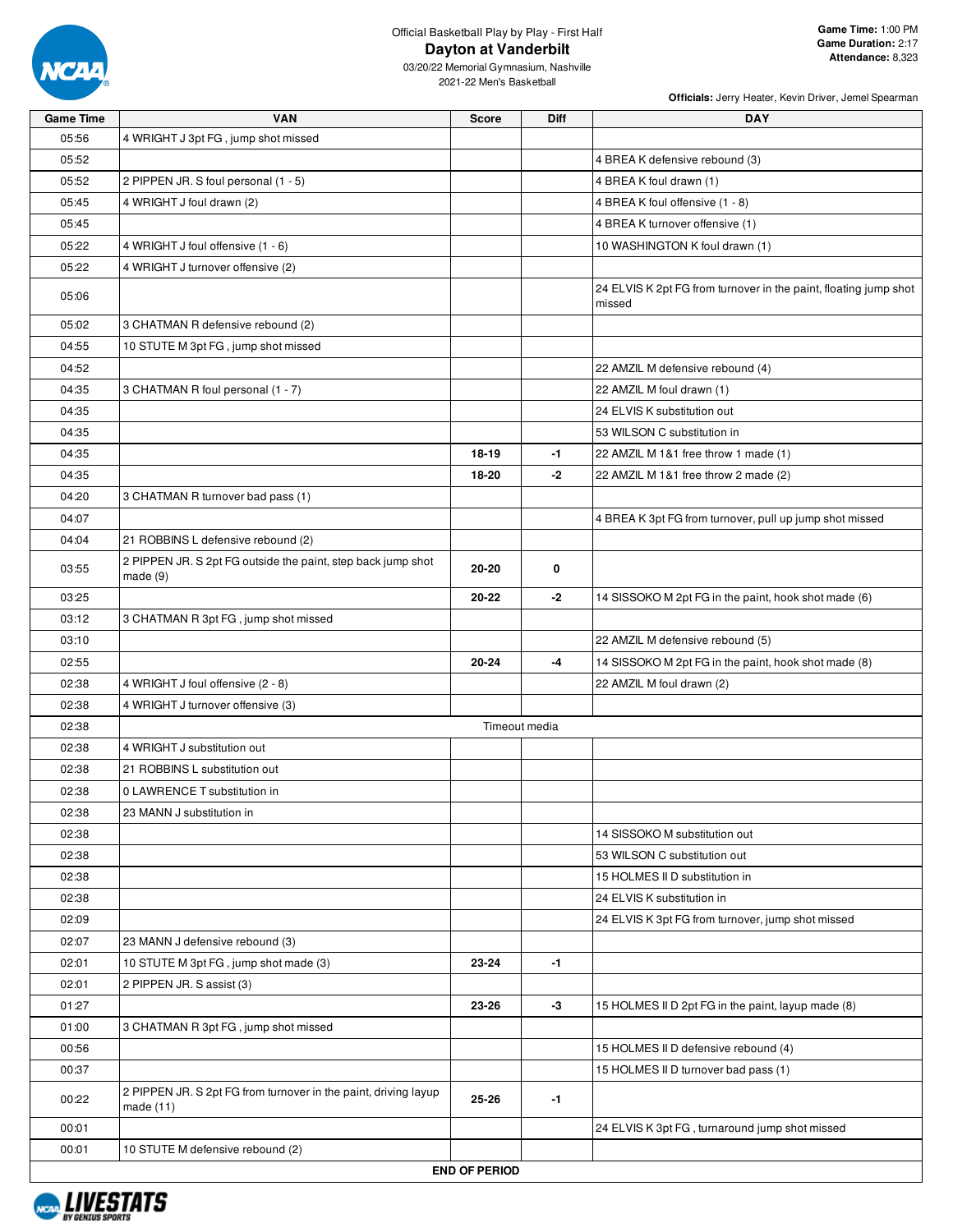Official Basketball Play by Play - First Half

# Dayton at Vanderbilt

03/20/22 Memorial Gymnasium, Nashville
2021-22 Men's Basketball

**Game Time:** 1:00 PM
**Game Duration:** 2:17
**Attendance:** 8,323

**Officials:** Jerry Heater, Kevin Driver, Jemel Spearman

| Game Time | VAN | Score | Diff | DAY |
|---|---|---|---|---|
| 05:56 | 4 WRIGHT J 3pt FG , jump shot missed | | | |
| 05:52 | | | | 4 BREA K defensive rebound (3) |
| 05:52 | 2 PIPPEN JR. S foul personal (1 - 5) | | | 4 BREA K foul drawn (1) |
| 05:45 | 4 WRIGHT J foul drawn (2) | | | 4 BREA K foul offensive (1 - 8) |
| 05:45 | | | | 4 BREA K turnover offensive (1) |
| 05:22 | 4 WRIGHT J foul offensive (1 - 6) | | | 10 WASHINGTON K foul drawn (1) |
| 05:22 | 4 WRIGHT J turnover offensive (2) | | | |
| 05:06 | | | | 24 ELVIS K 2pt FG from turnover in the paint, floating jump shot missed |
| 05:02 | 3 CHATMAN R defensive rebound (2) | | | |
| 04:55 | 10 STUTE M 3pt FG , jump shot missed | | | |
| 04:52 | | | | 22 AMZIL M defensive rebound (4) |
| 04:35 | 3 CHATMAN R foul personal (1 - 7) | | | 22 AMZIL M foul drawn (1) |
| 04:35 | | | | 24 ELVIS K substitution out |
| 04:35 | | | | 53 WILSON C substitution in |
| 04:35 | | 18-19 | -1 | 22 AMZIL M 1&1 free throw 1 made (1) |
| 04:35 | | 18-20 | -2 | 22 AMZIL M 1&1 free throw 2 made (2) |
| 04:20 | 3 CHATMAN R turnover bad pass (1) | | | |
| 04:07 | | | | 4 BREA K 3pt FG from turnover, pull up jump shot missed |
| 04:04 | 21 ROBBINS L defensive rebound (2) | | | |
| 03:55 | 2 PIPPEN JR. S 2pt FG outside the paint, step back jump shot made (9) | 20-20 | 0 | |
| 03:25 | | 20-22 | -2 | 14 SISSOKO M 2pt FG in the paint, hook shot made (6) |
| 03:12 | 3 CHATMAN R 3pt FG , jump shot missed | | | |
| 03:10 | | | | 22 AMZIL M defensive rebound (5) |
| 02:55 | | 20-24 | -4 | 14 SISSOKO M 2pt FG in the paint, hook shot made (8) |
| 02:38 | 4 WRIGHT J foul offensive (2 - 8) | | | 22 AMZIL M foul drawn (2) |
| 02:38 | 4 WRIGHT J turnover offensive (3) | | | |
| 02:38 | Timeout media | | | |
| 02:38 | 4 WRIGHT J substitution out | | | |
| 02:38 | 21 ROBBINS L substitution out | | | |
| 02:38 | 0 LAWRENCE T substitution in | | | |
| 02:38 | 23 MANN J substitution in | | | |
| 02:38 | | | | 14 SISSOKO M substitution out |
| 02:38 | | | | 53 WILSON C substitution out |
| 02:38 | | | | 15 HOLMES II D substitution in |
| 02:38 | | | | 24 ELVIS K substitution in |
| 02:09 | | | | 24 ELVIS K 3pt FG from turnover, jump shot missed |
| 02:07 | 23 MANN J defensive rebound (3) | | | |
| 02:01 | 10 STUTE M 3pt FG , jump shot made (3) | 23-24 | -1 | |
| 02:01 | 2 PIPPEN JR. S assist (3) | | | |
| 01:27 | | 23-26 | -3 | 15 HOLMES II D 2pt FG in the paint, layup made (8) |
| 01:00 | 3 CHATMAN R 3pt FG , jump shot missed | | | |
| 00:56 | | | | 15 HOLMES II D defensive rebound (4) |
| 00:37 | | | | 15 HOLMES II D turnover bad pass (1) |
| 00:22 | 2 PIPPEN JR. S 2pt FG from turnover in the paint, driving layup made (11) | 25-26 | -1 | |
| 00:01 | | | | 24 ELVIS K 3pt FG , turnaround jump shot missed |
| 00:01 | 10 STUTE M defensive rebound (2) | | | |
| END OF PERIOD | | | | |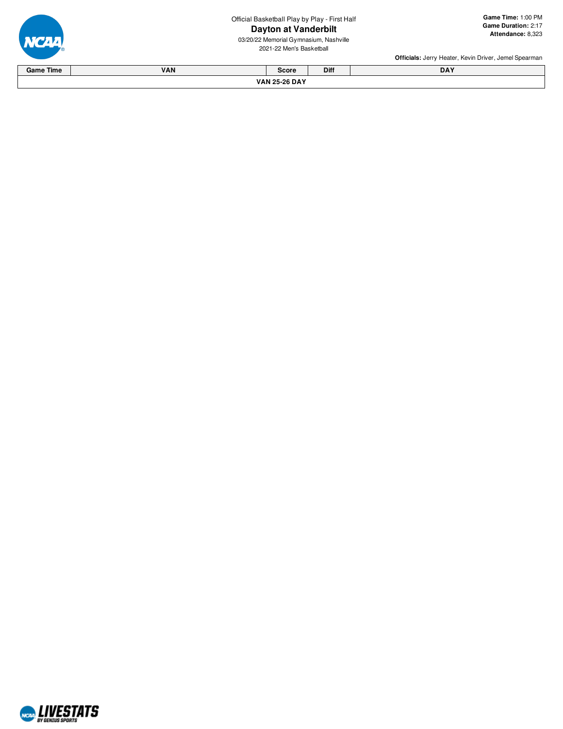Official Basketball Play by Play - First Half

# Dayton at Vanderbilt

03/20/22 Memorial Gymnasium, Nashville
2021-22 Men's Basketball

**Game Time:** 1:00 PM
**Game Duration:** 2:17
**Attendance:** 8,323

**Officials:** Jerry Heater, Kevin Driver, Jemel Spearman

| Game Time | VAN | Score | Diff | DAY |
|---|---|---|---|---|
| | | **VAN 25-26 DAY** | | |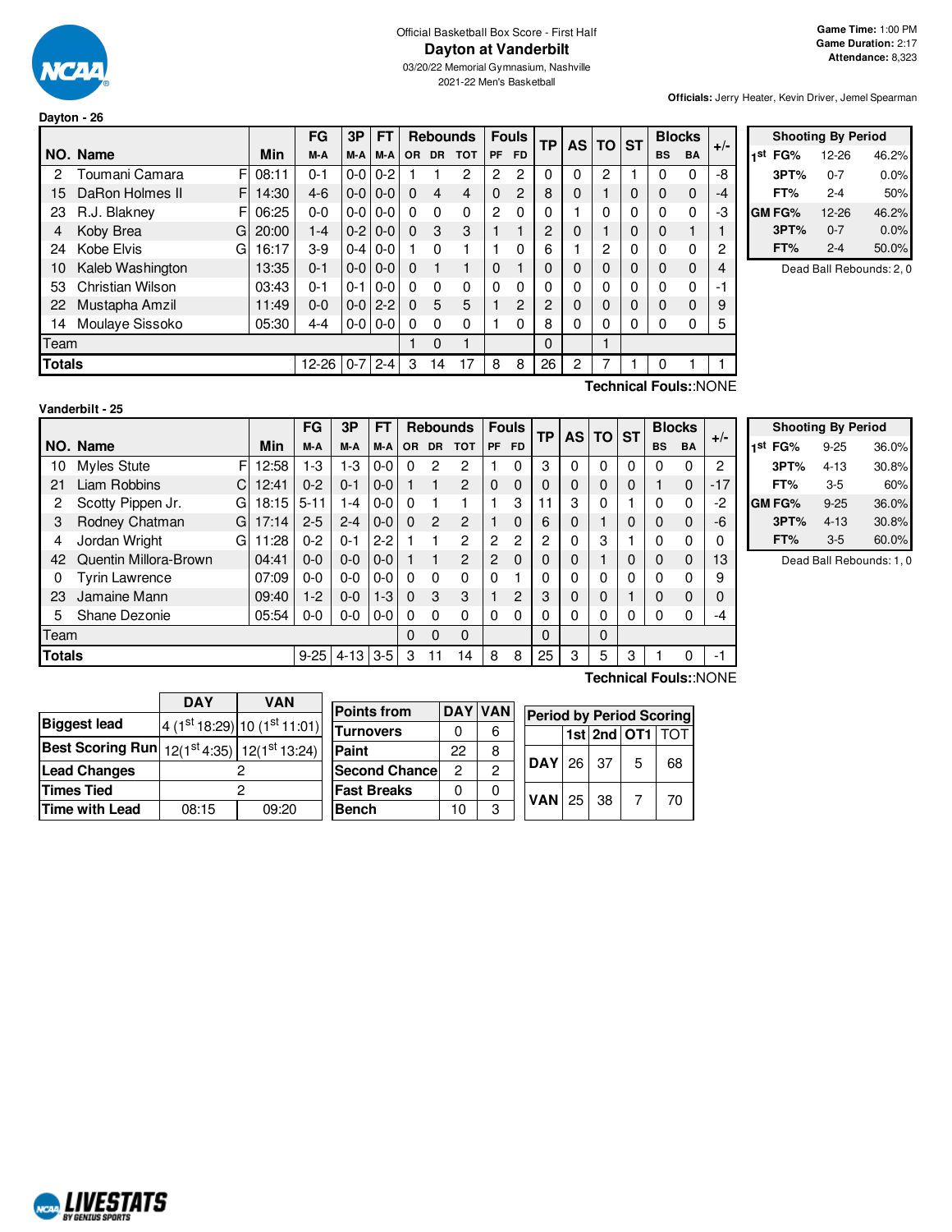Official Basketball Box Score - First Half

# Dayton at Vanderbilt

03/20/22 Memorial Gymnasium, Nashville
2021-22 Men's Basketball

**Game Time:** 1:00 PM
**Game Duration:** 2:17
**Attendance:** 8,323

**Officials:** Jerry Heater, Kevin Driver, Jemel Spearman

## Dayton - 26

| NO. | Name | | Min | FG M-A | 3P M-A | FT M-A | OR | DR | TOT | PF | FD | TP | AS | TO | ST | BS | BA | +/- |
|---|---|---|---|---|---|---|---|---|---|---|---|---|---|---|---|---|---|---|
| 2 | Toumani Camara | F | 08:11 | 0-1 | 0-0 | 0-2 | 1 | 1 | 2 | 2 | 2 | 0 | 0 | 2 | 1 | 0 | 0 | -8 |
| 15 | DaRon Holmes II | F | 14:30 | 4-6 | 0-0 | 0-0 | 0 | 4 | 4 | 0 | 2 | 8 | 0 | 1 | 0 | 0 | 0 | -4 |
| 23 | R.J. Blakney | F | 06:25 | 0-0 | 0-0 | 0-0 | 0 | 0 | 0 | 2 | 0 | 0 | 1 | 0 | 0 | 0 | 0 | -3 |
| 4 | Koby Brea | G | 20:00 | 1-4 | 0-2 | 0-0 | 0 | 3 | 3 | 1 | 1 | 2 | 0 | 1 | 0 | 0 | 1 | 1 |
| 24 | Kobe Elvis | G | 16:17 | 3-9 | 0-4 | 0-0 | 1 | 0 | 1 | 1 | 0 | 6 | 1 | 2 | 0 | 0 | 0 | 2 |
| 10 | Kaleb Washington | | 13:35 | 0-1 | 0-0 | 0-0 | 0 | 1 | 1 | 0 | 1 | 0 | 0 | 0 | 0 | 0 | 0 | 4 |
| 53 | Christian Wilson | | 03:43 | 0-1 | 0-1 | 0-0 | 0 | 0 | 0 | 0 | 0 | 0 | 0 | 0 | 0 | 0 | 0 | -1 |
| 22 | Mustapha Amzil | | 11:49 | 0-0 | 0-0 | 2-2 | 0 | 5 | 5 | 1 | 2 | 2 | 0 | 0 | 0 | 0 | 0 | 9 |
| 14 | Moulaye Sissoko | | 05:30 | 4-4 | 0-0 | 0-0 | 0 | 0 | 0 | 1 | 0 | 8 | 0 | 0 | 0 | 0 | 0 | 5 |
| | Team | | | | | | 1 | 0 | 1 | | | 0 | | 1 | | | | |
| | **Totals** | | | 12-26 | 0-7 | 2-4 | 3 | 14 | 17 | 8 | 8 | 26 | 2 | 7 | 1 | 0 | 1 | 1 |

**Technical Fouls:**:NONE

| Shooting By Period | | |
|---|---|---|
| 1st FG% | 12-26 | 46.2% |
| 3PT% | 0-7 | 0.0% |
| FT% | 2-4 | 50% |
| GM FG% | 12-26 | 46.2% |
| 3PT% | 0-7 | 0.0% |
| FT% | 2-4 | 50.0% |

Dead Ball Rebounds: 2, 0

## Vanderbilt - 25

| NO. | Name | | Min | FG M-A | 3P M-A | FT M-A | OR | DR | TOT | PF | FD | TP | AS | TO | ST | BS | BA | +/- |
|---|---|---|---|---|---|---|---|---|---|---|---|---|---|---|---|---|---|---|
| 10 | Myles Stute | F | 12:58 | 1-3 | 1-3 | 0-0 | 0 | 2 | 2 | 1 | 0 | 3 | 0 | 0 | 0 | 0 | 0 | 2 |
| 21 | Liam Robbins | C | 12:41 | 0-2 | 0-1 | 0-0 | 1 | 1 | 2 | 0 | 0 | 0 | 0 | 0 | 0 | 1 | 0 | -17 |
| 2 | Scotty Pippen Jr. | G | 18:15 | 5-11 | 1-4 | 0-0 | 0 | 1 | 1 | 1 | 3 | 11 | 3 | 0 | 1 | 0 | 0 | -2 |
| 3 | Rodney Chatman | G | 17:14 | 2-5 | 2-4 | 0-0 | 0 | 2 | 2 | 1 | 0 | 6 | 0 | 1 | 0 | 0 | 0 | -6 |
| 4 | Jordan Wright | G | 11:28 | 0-2 | 0-1 | 2-2 | 1 | 1 | 2 | 2 | 2 | 2 | 0 | 3 | 1 | 0 | 0 | 0 |
| 42 | Quentin Millora-Brown | | 04:41 | 0-0 | 0-0 | 0-0 | 1 | 1 | 2 | 2 | 0 | 0 | 0 | 1 | 0 | 0 | 0 | 13 |
| 0 | Tyrin Lawrence | | 07:09 | 0-0 | 0-0 | 0-0 | 0 | 0 | 0 | 0 | 1 | 0 | 0 | 0 | 0 | 0 | 0 | 9 |
| 23 | Jamaine Mann | | 09:40 | 1-2 | 0-0 | 1-3 | 0 | 3 | 3 | 1 | 2 | 3 | 0 | 0 | 1 | 0 | 0 | 0 |
| 5 | Shane Dezonie | | 05:54 | 0-0 | 0-0 | 0-0 | 0 | 0 | 0 | 0 | 0 | 0 | 0 | 0 | 0 | 0 | 0 | -4 |
| | Team | | | | | | 0 | 0 | 0 | | | 0 | | 0 | | | | |
| | **Totals** | | | 9-25 | 4-13 | 3-5 | 3 | 11 | 14 | 8 | 8 | 25 | 3 | 5 | 3 | 1 | 0 | -1 |

**Technical Fouls:**:NONE

| Shooting By Period | | |
|---|---|---|
| 1st FG% | 9-25 | 36.0% |
| 3PT% | 4-13 | 30.8% |
| FT% | 3-5 | 60% |
| GM FG% | 9-25 | 36.0% |
| 3PT% | 4-13 | 30.8% |
| FT% | 3-5 | 60.0% |

Dead Ball Rebounds: 1, 0

| | DAY | VAN |
|---|---|---|
| **Biggest lead** | 4 (1st 18:29) | 10 (1st 11:01) |
| **Best Scoring Run** | 12(1st 4:35) | 12(1st 13:24) |
| **Lead Changes** | 2 | |
| **Times Tied** | 2 | |
| **Time with Lead** | 08:15 | 09:20 |

| Points from | DAY | VAN |
|---|---|---|
| Turnovers | 0 | 6 |
| Paint | 22 | 8 |
| Second Chance | 2 | 2 |
| Fast Breaks | 0 | 0 |
| Bench | 10 | 3 |

| Period by Period Scoring | 1st | 2nd | OT1 | TOT |
|---|---|---|---|---|
| DAY | 26 | 37 | 5 | 68 |
| VAN | 25 | 38 | 7 | 70 |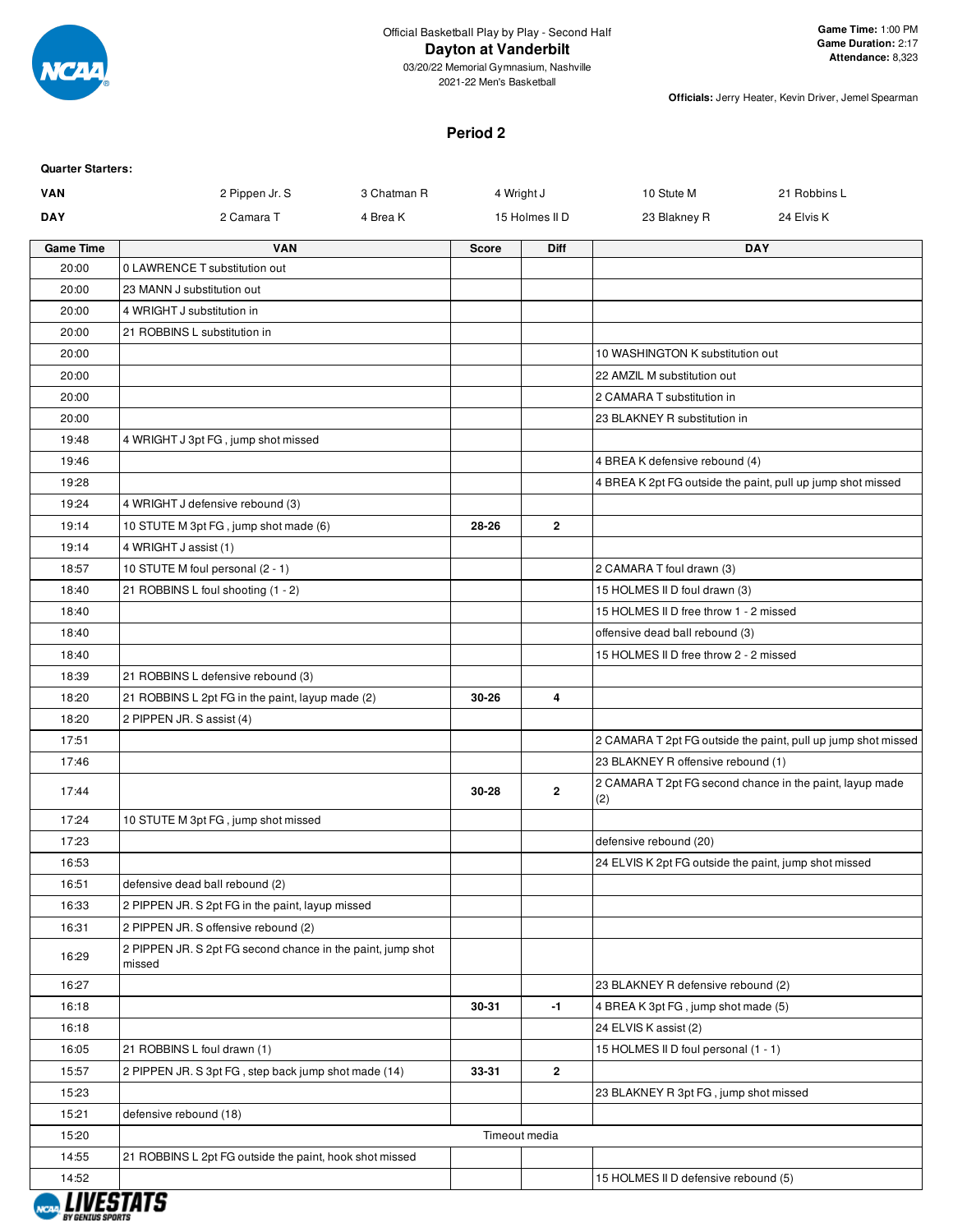Official Basketball Play by Play - Second Half

# Dayton at Vanderbilt

03/20/22 Memorial Gymnasium, Nashville

2021-22 Men's Basketball

**Game Time:** 1:00 PM
**Game Duration:** 2:17
**Attendance:** 8,323

**Officials:** Jerry Heater, Kevin Driver, Jemel Spearman

## Period 2

**Quarter Starters:**

| | | | | | |
|---|---|---|---|---|---|
| **VAN** | 2 Pippen Jr. S | 3 Chatman R | 4 Wright J | 10 Stute M | 21 Robbins L |
| **DAY** | 2 Camara T | 4 Brea K | 15 Holmes II D | 23 Blakney R | 24 Elvis K |

| Game Time | VAN | Score | Diff | DAY |
|---|---|---|---|---|
| 20:00 | 0 LAWRENCE T substitution out | | | |
| 20:00 | 23 MANN J substitution out | | | |
| 20:00 | 4 WRIGHT J substitution in | | | |
| 20:00 | 21 ROBBINS L substitution in | | | |
| 20:00 | | | | 10 WASHINGTON K substitution out |
| 20:00 | | | | 22 AMZIL M substitution out |
| 20:00 | | | | 2 CAMARA T substitution in |
| 20:00 | | | | 23 BLAKNEY R substitution in |
| 19:48 | 4 WRIGHT J 3pt FG , jump shot missed | | | |
| 19:46 | | | | 4 BREA K defensive rebound (4) |
| 19:28 | | | | 4 BREA K 2pt FG outside the paint, pull up jump shot missed |
| 19:24 | 4 WRIGHT J defensive rebound (3) | | | |
| 19:14 | 10 STUTE M 3pt FG , jump shot made (6) | 28-26 | 2 | |
| 19:14 | 4 WRIGHT J assist (1) | | | |
| 18:57 | 10 STUTE M foul personal (2 - 1) | | | 2 CAMARA T foul drawn (3) |
| 18:40 | 21 ROBBINS L foul shooting (1 - 2) | | | 15 HOLMES II D foul drawn (3) |
| 18:40 | | | | 15 HOLMES II D free throw 1 - 2 missed |
| 18:40 | | | | offensive dead ball rebound (3) |
| 18:40 | | | | 15 HOLMES II D free throw 2 - 2 missed |
| 18:39 | 21 ROBBINS L defensive rebound (3) | | | |
| 18:20 | 21 ROBBINS L 2pt FG in the paint, layup made (2) | 30-26 | 4 | |
| 18:20 | 2 PIPPEN JR. S assist (4) | | | |
| 17:51 | | | | 2 CAMARA T 2pt FG outside the paint, pull up jump shot missed |
| 17:46 | | | | 23 BLAKNEY R offensive rebound (1) |
| 17:44 | | 30-28 | 2 | 2 CAMARA T 2pt FG second chance in the paint, layup made (2) |
| 17:24 | 10 STUTE M 3pt FG , jump shot missed | | | |
| 17:23 | | | | defensive rebound (20) |
| 16:53 | | | | 24 ELVIS K 2pt FG outside the paint, jump shot missed |
| 16:51 | defensive dead ball rebound (2) | | | |
| 16:33 | 2 PIPPEN JR. S 2pt FG in the paint, layup missed | | | |
| 16:31 | 2 PIPPEN JR. S offensive rebound (2) | | | |
| 16:29 | 2 PIPPEN JR. S 2pt FG second chance in the paint, jump shot missed | | | |
| 16:27 | | | | 23 BLAKNEY R defensive rebound (2) |
| 16:18 | | 30-31 | -1 | 4 BREA K 3pt FG , jump shot made (5) |
| 16:18 | | | | 24 ELVIS K assist (2) |
| 16:05 | 21 ROBBINS L foul drawn (1) | | | 15 HOLMES II D foul personal (1 - 1) |
| 15:57 | 2 PIPPEN JR. S 3pt FG , step back jump shot made (14) | 33-31 | 2 | |
| 15:23 | | | | 23 BLAKNEY R 3pt FG , jump shot missed |
| 15:21 | defensive rebound (18) | | | |
| 15:20 | Timeout media | | | |
| 14:55 | 21 ROBBINS L 2pt FG outside the paint, hook shot missed | | | |
| 14:52 | | | | 15 HOLMES II D defensive rebound (5) |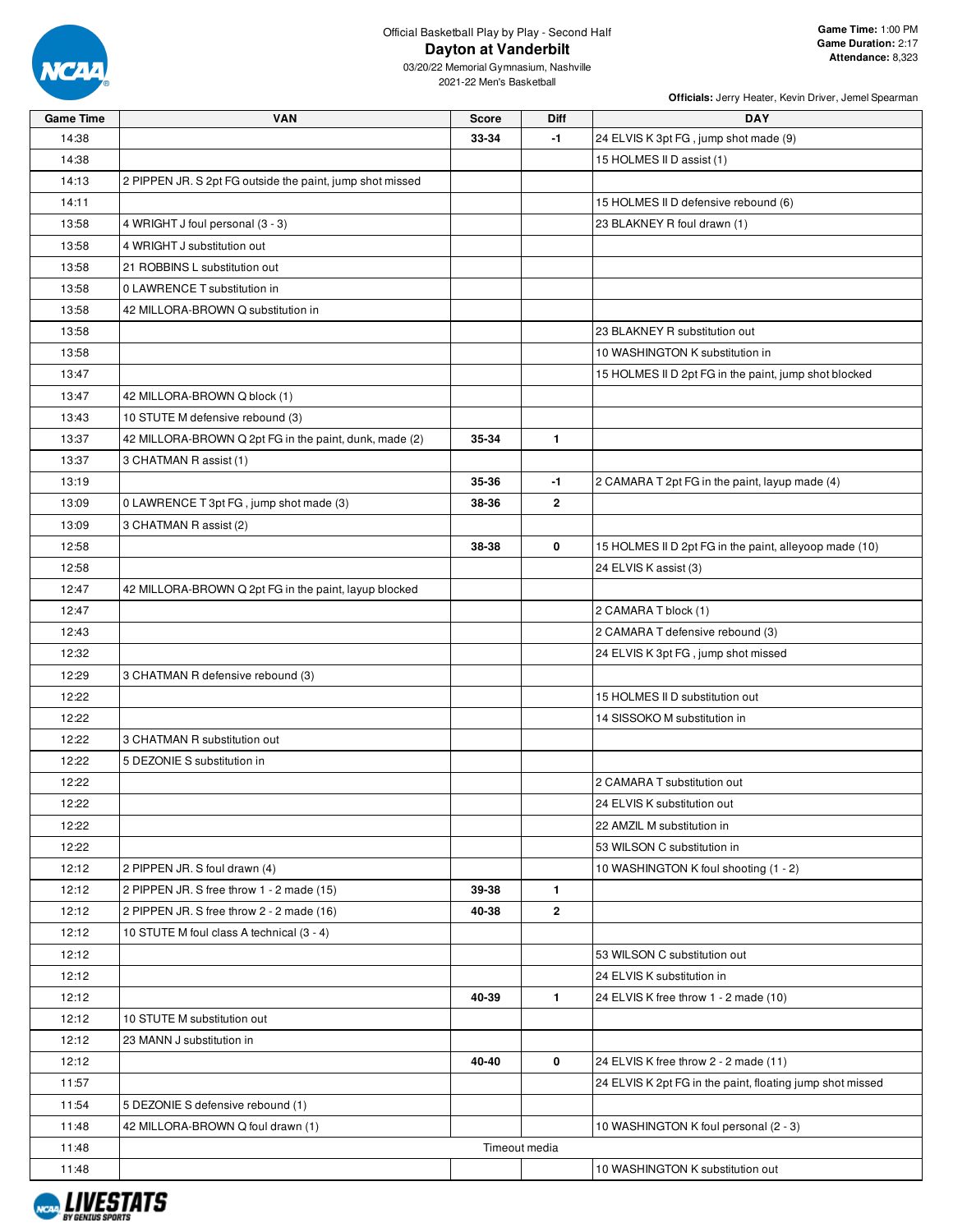Official Basketball Play by Play - Second Half

# Dayton at Vanderbilt

03/20/22 Memorial Gymnasium, Nashville
2021-22 Men's Basketball

**Game Time:** 1:00 PM
**Game Duration:** 2:17
**Attendance:** 8,323

**Officials:** Jerry Heater, Kevin Driver, Jemel Spearman

| Game Time | VAN | Score | Diff | DAY |
|---|---|---|---|---|
| 14:38 | | 33-34 | -1 | 24 ELVIS K 3pt FG , jump shot made (9) |
| 14:38 | | | | 15 HOLMES II D assist (1) |
| 14:13 | 2 PIPPEN JR. S 2pt FG outside the paint, jump shot missed | | | |
| 14:11 | | | | 15 HOLMES II D defensive rebound (6) |
| 13:58 | 4 WRIGHT J foul personal (3 - 3) | | | 23 BLAKNEY R foul drawn (1) |
| 13:58 | 4 WRIGHT J substitution out | | | |
| 13:58 | 21 ROBBINS L substitution out | | | |
| 13:58 | 0 LAWRENCE T substitution in | | | |
| 13:58 | 42 MILLORA-BROWN Q substitution in | | | |
| 13:58 | | | | 23 BLAKNEY R substitution out |
| 13:58 | | | | 10 WASHINGTON K substitution in |
| 13:47 | | | | 15 HOLMES II D 2pt FG in the paint, jump shot blocked |
| 13:47 | 42 MILLORA-BROWN Q block (1) | | | |
| 13:43 | 10 STUTE M defensive rebound (3) | | | |
| 13:37 | 42 MILLORA-BROWN Q 2pt FG in the paint, dunk, made (2) | 35-34 | 1 | |
| 13:37 | 3 CHATMAN R assist (1) | | | |
| 13:19 | | 35-36 | -1 | 2 CAMARA T 2pt FG in the paint, layup made (4) |
| 13:09 | 0 LAWRENCE T 3pt FG , jump shot made (3) | 38-36 | 2 | |
| 13:09 | 3 CHATMAN R assist (2) | | | |
| 12:58 | | 38-38 | 0 | 15 HOLMES II D 2pt FG in the paint, alleyoop made (10) |
| 12:58 | | | | 24 ELVIS K assist (3) |
| 12:47 | 42 MILLORA-BROWN Q 2pt FG in the paint, layup blocked | | | |
| 12:47 | | | | 2 CAMARA T block (1) |
| 12:43 | | | | 2 CAMARA T defensive rebound (3) |
| 12:32 | | | | 24 ELVIS K 3pt FG , jump shot missed |
| 12:29 | 3 CHATMAN R defensive rebound (3) | | | |
| 12:22 | | | | 15 HOLMES II D substitution out |
| 12:22 | | | | 14 SISSOKO M substitution in |
| 12:22 | 3 CHATMAN R substitution out | | | |
| 12:22 | 5 DEZONIE S substitution in | | | |
| 12:22 | | | | 2 CAMARA T substitution out |
| 12:22 | | | | 24 ELVIS K substitution out |
| 12:22 | | | | 22 AMZIL M substitution in |
| 12:22 | | | | 53 WILSON C substitution in |
| 12:12 | 2 PIPPEN JR. S foul drawn (4) | | | 10 WASHINGTON K foul shooting (1 - 2) |
| 12:12 | 2 PIPPEN JR. S free throw 1 - 2 made (15) | 39-38 | 1 | |
| 12:12 | 2 PIPPEN JR. S free throw 2 - 2 made (16) | 40-38 | 2 | |
| 12:12 | 10 STUTE M foul class A technical (3 - 4) | | | |
| 12:12 | | | | 53 WILSON C substitution out |
| 12:12 | | | | 24 ELVIS K substitution in |
| 12:12 | | 40-39 | 1 | 24 ELVIS K free throw 1 - 2 made (10) |
| 12:12 | 10 STUTE M substitution out | | | |
| 12:12 | 23 MANN J substitution in | | | |
| 12:12 | | 40-40 | 0 | 24 ELVIS K free throw 2 - 2 made (11) |
| 11:57 | | | | 24 ELVIS K 2pt FG in the paint, floating jump shot missed |
| 11:54 | 5 DEZONIE S defensive rebound (1) | | | |
| 11:48 | 42 MILLORA-BROWN Q foul drawn (1) | | | 10 WASHINGTON K foul personal (2 - 3) |
| 11:48 | | Timeout media | | |
| 11:48 | | | | 10 WASHINGTON K substitution out |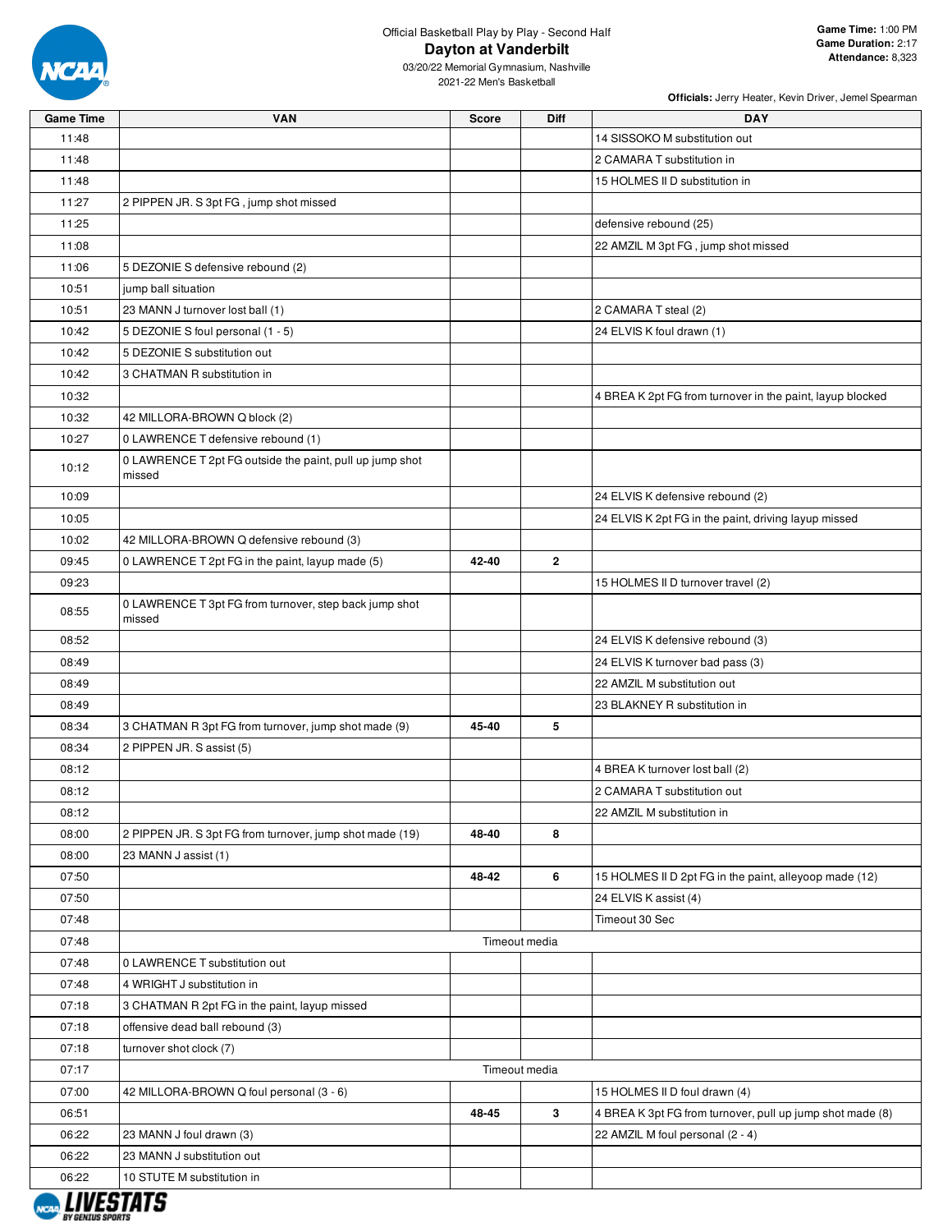Official Basketball Play by Play - Second Half

# Dayton at Vanderbilt

03/20/22 Memorial Gymnasium, Nashville
2021-22 Men's Basketball

**Game Time:** 1:00 PM
**Game Duration:** 2:17
**Attendance:** 8,323

**Officials:** Jerry Heater, Kevin Driver, Jemel Spearman

| Game Time | VAN | Score | Diff | DAY |
|---|---|---|---|---|
| 11:48 | | | | 14 SISSOKO M substitution out |
| 11:48 | | | | 2 CAMARA T substitution in |
| 11:48 | | | | 15 HOLMES II D substitution in |
| 11:27 | 2 PIPPEN JR. S 3pt FG , jump shot missed | | | |
| 11:25 | | | | defensive rebound (25) |
| 11:08 | | | | 22 AMZIL M 3pt FG , jump shot missed |
| 11:06 | 5 DEZONIE S defensive rebound (2) | | | |
| 10:51 | jump ball situation | | | |
| 10:51 | 23 MANN J turnover lost ball (1) | | | 2 CAMARA T steal (2) |
| 10:42 | 5 DEZONIE S foul personal (1 - 5) | | | 24 ELVIS K foul drawn (1) |
| 10:42 | 5 DEZONIE S substitution out | | | |
| 10:42 | 3 CHATMAN R substitution in | | | |
| 10:32 | | | | 4 BREA K 2pt FG from turnover in the paint, layup blocked |
| 10:32 | 42 MILLORA-BROWN Q block (2) | | | |
| 10:27 | 0 LAWRENCE T defensive rebound (1) | | | |
| 10:12 | 0 LAWRENCE T 2pt FG outside the paint, pull up jump shot missed | | | |
| 10:09 | | | | 24 ELVIS K defensive rebound (2) |
| 10:05 | | | | 24 ELVIS K 2pt FG in the paint, driving layup missed |
| 10:02 | 42 MILLORA-BROWN Q defensive rebound (3) | | | |
| 09:45 | 0 LAWRENCE T 2pt FG in the paint, layup made (5) | 42-40 | 2 | |
| 09:23 | | | | 15 HOLMES II D turnover travel (2) |
| 08:55 | 0 LAWRENCE T 3pt FG from turnover, step back jump shot missed | | | |
| 08:52 | | | | 24 ELVIS K defensive rebound (3) |
| 08:49 | | | | 24 ELVIS K turnover bad pass (3) |
| 08:49 | | | | 22 AMZIL M substitution out |
| 08:49 | | | | 23 BLAKNEY R substitution in |
| 08:34 | 3 CHATMAN R 3pt FG from turnover, jump shot made (9) | 45-40 | 5 | |
| 08:34 | 2 PIPPEN JR. S assist (5) | | | |
| 08:12 | | | | 4 BREA K turnover lost ball (2) |
| 08:12 | | | | 2 CAMARA T substitution out |
| 08:12 | | | | 22 AMZIL M substitution in |
| 08:00 | 2 PIPPEN JR. S 3pt FG from turnover, jump shot made (19) | 48-40 | 8 | |
| 08:00 | 23 MANN J assist (1) | | | |
| 07:50 | | 48-42 | 6 | 15 HOLMES II D 2pt FG in the paint, alleyoop made (12) |
| 07:50 | | | | 24 ELVIS K assist (4) |
| 07:48 | | | | Timeout 30 Sec |
| 07:48 | Timeout media | | | |
| 07:48 | 0 LAWRENCE T substitution out | | | |
| 07:48 | 4 WRIGHT J substitution in | | | |
| 07:18 | 3 CHATMAN R 2pt FG in the paint, layup missed | | | |
| 07:18 | offensive dead ball rebound (3) | | | |
| 07:18 | turnover shot clock (7) | | | |
| 07:17 | Timeout media | | | |
| 07:00 | 42 MILLORA-BROWN Q foul personal (3 - 6) | | | 15 HOLMES II D foul drawn (4) |
| 06:51 | | 48-45 | 3 | 4 BREA K 3pt FG from turnover, pull up jump shot made (8) |
| 06:22 | 23 MANN J foul drawn (3) | | | 22 AMZIL M foul personal (2 - 4) |
| 06:22 | 23 MANN J substitution out | | | |
| 06:22 | 10 STUTE M substitution in | | | |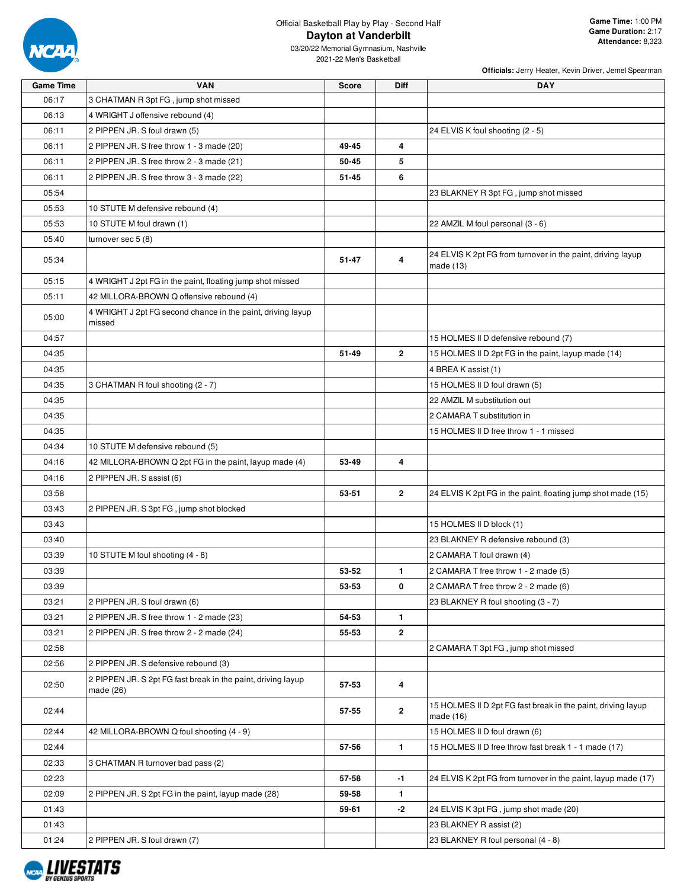Official Basketball Play by Play - Second Half

# Dayton at Vanderbilt

03/20/22 Memorial Gymnasium, Nashville
2021-22 Men's Basketball

**Game Time:** 1:00 PM
**Game Duration:** 2:17
**Attendance:** 8,323

**Officials:** Jerry Heater, Kevin Driver, Jemel Spearman

| Game Time | VAN | Score | Diff | DAY |
|---|---|---|---|---|
| 06:17 | 3 CHATMAN R 3pt FG , jump shot missed | | | |
| 06:13 | 4 WRIGHT J offensive rebound (4) | | | |
| 06:11 | 2 PIPPEN JR. S foul drawn (5) | | | 24 ELVIS K foul shooting (2 - 5) |
| 06:11 | 2 PIPPEN JR. S free throw 1 - 3 made (20) | 49-45 | 4 | |
| 06:11 | 2 PIPPEN JR. S free throw 2 - 3 made (21) | 50-45 | 5 | |
| 06:11 | 2 PIPPEN JR. S free throw 3 - 3 made (22) | 51-45 | 6 | |
| 05:54 | | | | 23 BLAKNEY R 3pt FG , jump shot missed |
| 05:53 | 10 STUTE M defensive rebound (4) | | | |
| 05:53 | 10 STUTE M foul drawn (1) | | | 22 AMZIL M foul personal (3 - 6) |
| 05:40 | turnover sec 5 (8) | | | |
| 05:34 | | 51-47 | 4 | 24 ELVIS K 2pt FG from turnover in the paint, driving layup made (13) |
| 05:15 | 4 WRIGHT J 2pt FG in the paint, floating jump shot missed | | | |
| 05:11 | 42 MILLORA-BROWN Q offensive rebound (4) | | | |
| 05:00 | 4 WRIGHT J 2pt FG second chance in the paint, driving layup missed | | | |
| 04:57 | | | | 15 HOLMES II D defensive rebound (7) |
| 04:35 | | 51-49 | 2 | 15 HOLMES II D 2pt FG in the paint, layup made (14) |
| 04:35 | | | | 4 BREA K assist (1) |
| 04:35 | 3 CHATMAN R foul shooting (2 - 7) | | | 15 HOLMES II D foul drawn (5) |
| 04:35 | | | | 22 AMZIL M substitution out |
| 04:35 | | | | 2 CAMARA T substitution in |
| 04:35 | | | | 15 HOLMES II D free throw 1 - 1 missed |
| 04:34 | 10 STUTE M defensive rebound (5) | | | |
| 04:16 | 42 MILLORA-BROWN Q 2pt FG in the paint, layup made (4) | 53-49 | 4 | |
| 04:16 | 2 PIPPEN JR. S assist (6) | | | |
| 03:58 | | 53-51 | 2 | 24 ELVIS K 2pt FG in the paint, floating jump shot made (15) |
| 03:43 | 2 PIPPEN JR. S 3pt FG , jump shot blocked | | | |
| 03:43 | | | | 15 HOLMES II D block (1) |
| 03:40 | | | | 23 BLAKNEY R defensive rebound (3) |
| 03:39 | 10 STUTE M foul shooting (4 - 8) | | | 2 CAMARA T foul drawn (4) |
| 03:39 | | 53-52 | 1 | 2 CAMARA T free throw 1 - 2 made (5) |
| 03:39 | | 53-53 | 0 | 2 CAMARA T free throw 2 - 2 made (6) |
| 03:21 | 2 PIPPEN JR. S foul drawn (6) | | | 23 BLAKNEY R foul shooting (3 - 7) |
| 03:21 | 2 PIPPEN JR. S free throw 1 - 2 made (23) | 54-53 | 1 | |
| 03:21 | 2 PIPPEN JR. S free throw 2 - 2 made (24) | 55-53 | 2 | |
| 02:58 | | | | 2 CAMARA T 3pt FG , jump shot missed |
| 02:56 | 2 PIPPEN JR. S defensive rebound (3) | | | |
| 02:50 | 2 PIPPEN JR. S 2pt FG fast break in the paint, driving layup made (26) | 57-53 | 4 | |
| 02:44 | | 57-55 | 2 | 15 HOLMES II D 2pt FG fast break in the paint, driving layup made (16) |
| 02:44 | 42 MILLORA-BROWN Q foul shooting (4 - 9) | | | 15 HOLMES II D foul drawn (6) |
| 02:44 | | 57-56 | 1 | 15 HOLMES II D free throw fast break 1 - 1 made (17) |
| 02:33 | 3 CHATMAN R turnover bad pass (2) | | | |
| 02:23 | | 57-58 | -1 | 24 ELVIS K 2pt FG from turnover in the paint, layup made (17) |
| 02:09 | 2 PIPPEN JR. S 2pt FG in the paint, layup made (28) | 59-58 | 1 | |
| 01:43 | | 59-61 | -2 | 24 ELVIS K 3pt FG , jump shot made (20) |
| 01:43 | | | | 23 BLAKNEY R assist (2) |
| 01:24 | 2 PIPPEN JR. S foul drawn (7) | | | 23 BLAKNEY R foul personal (4 - 8) |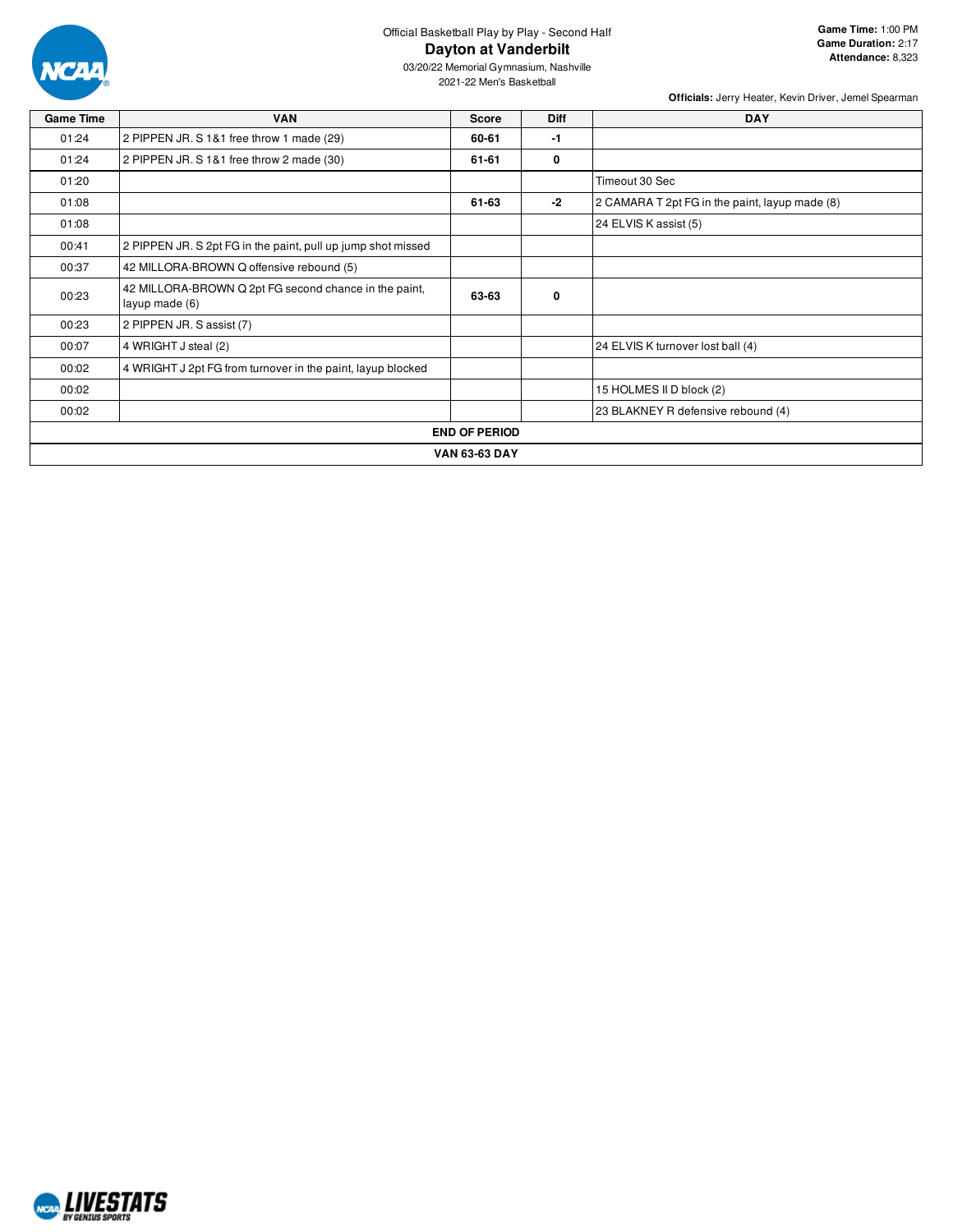Official Basketball Play by Play - Second Half

# Dayton at Vanderbilt

03/20/22 Memorial Gymnasium, Nashville
2021-22 Men's Basketball

**Game Time:** 1:00 PM
**Game Duration:** 2:17
**Attendance:** 8,323

**Officials:** Jerry Heater, Kevin Driver, Jemel Spearman

| Game Time | VAN | Score | Diff | DAY |
|---|---|---|---|---|
| 01:24 | 2 PIPPEN JR. S 1&1 free throw 1 made (29) | **60-61** | **-1** | |
| 01:24 | 2 PIPPEN JR. S 1&1 free throw 2 made (30) | **61-61** | **0** | |
| 01:20 | | | | Timeout 30 Sec |
| 01:08 | | **61-63** | **-2** | 2 CAMARA T 2pt FG in the paint, layup made (8) |
| 01:08 | | | | 24 ELVIS K assist (5) |
| 00:41 | 2 PIPPEN JR. S 2pt FG in the paint, pull up jump shot missed | | | |
| 00:37 | 42 MILLORA-BROWN Q offensive rebound (5) | | | |
| 00:23 | 42 MILLORA-BROWN Q 2pt FG second chance in the paint, layup made (6) | **63-63** | **0** | |
| 00:23 | 2 PIPPEN JR. S assist (7) | | | |
| 00:07 | 4 WRIGHT J steal (2) | | | 24 ELVIS K turnover lost ball (4) |
| 00:02 | 4 WRIGHT J 2pt FG from turnover in the paint, layup blocked | | | |
| 00:02 | | | | 15 HOLMES II D block (2) |
| 00:02 | | | | 23 BLAKNEY R defensive rebound (4) |
| **END OF PERIOD** | | | | |
| **VAN 63-63 DAY** | | | | |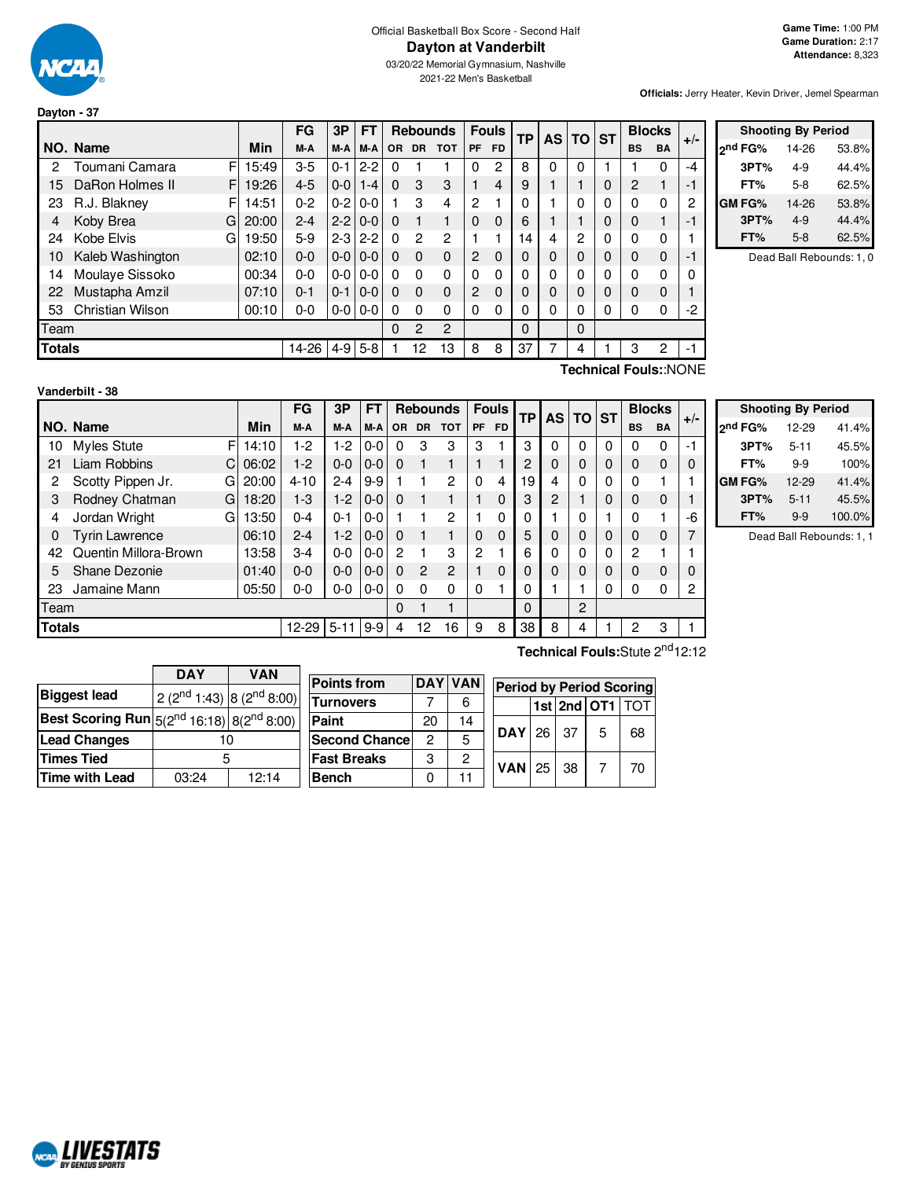Official Basketball Box Score - Second Half

# Dayton at Vanderbilt

03/20/22 Memorial Gymnasium, Nashville
2021-22 Men's Basketball

**Game Time:** 1:00 PM
**Game Duration:** 2:17
**Attendance:** 8,323

**Officials:** Jerry Heater, Kevin Driver, Jemel Spearman

### Dayton - 37

| NO. | Name | | Min | FG M-A | 3P M-A | FT M-A | OR | DR | TOT | PF | FD | TP | AS | TO | ST | BS | BA | +/- |
|---|---|---|---|---|---|---|---|---|---|---|---|---|---|---|---|---|---|---|
| 2 | Toumani Camara | F | 15:49 | 3-5 | 0-1 | 2-2 | 0 | 1 | 1 | 0 | 2 | 8 | 0 | 0 | 1 | 1 | 0 | -4 |
| 15 | DaRon Holmes II | F | 19:26 | 4-5 | 0-0 | 1-4 | 0 | 3 | 3 | 1 | 4 | 9 | 1 | 1 | 0 | 2 | 1 | -1 |
| 23 | R.J. Blakney | F | 14:51 | 0-2 | 0-2 | 0-0 | 1 | 3 | 4 | 2 | 1 | 0 | 1 | 0 | 0 | 0 | 0 | 2 |
| 4 | Koby Brea | G | 20:00 | 2-4 | 2-2 | 0-0 | 0 | 1 | 1 | 0 | 0 | 6 | 1 | 1 | 0 | 0 | 1 | -1 |
| 24 | Kobe Elvis | G | 19:50 | 5-9 | 2-3 | 2-2 | 0 | 2 | 2 | 1 | 1 | 14 | 4 | 2 | 0 | 0 | 0 | 1 |
| 10 | Kaleb Washington | | 02:10 | 0-0 | 0-0 | 0-0 | 0 | 0 | 0 | 2 | 0 | 0 | 0 | 0 | 0 | 0 | 0 | -1 |
| 14 | Moulaye Sissoko | | 00:34 | 0-0 | 0-0 | 0-0 | 0 | 0 | 0 | 0 | 0 | 0 | 0 | 0 | 0 | 0 | 0 | 0 |
| 22 | Mustapha Amzil | | 07:10 | 0-1 | 0-1 | 0-0 | 0 | 0 | 0 | 2 | 0 | 0 | 0 | 0 | 0 | 0 | 0 | 1 |
| 53 | Christian Wilson | | 00:10 | 0-0 | 0-0 | 0-0 | 0 | 0 | 0 | 0 | 0 | 0 | 0 | 0 | 0 | 0 | 0 | -2 |
| | Team | | | | | | 0 | 2 | 2 | | | 0 | | 0 | | | | |
| | **Totals** | | | 14-26 | 4-9 | 5-8 | 1 | 12 | 13 | 8 | 8 | 37 | 7 | 4 | 1 | 3 | 2 | -1 |

**Technical Fouls:**:NONE

| Shooting By Period | | |
|---|---|---|
| 2nd FG% | 14-26 | 53.8% |
| 3PT% | 4-9 | 44.4% |
| FT% | 5-8 | 62.5% |
| GM FG% | 14-26 | 53.8% |
| 3PT% | 4-9 | 44.4% |
| FT% | 5-8 | 62.5% |

Dead Ball Rebounds: 1, 0

### Vanderbilt - 38

| NO. | Name | | Min | FG M-A | 3P M-A | FT M-A | OR | DR | TOT | PF | FD | TP | AS | TO | ST | BS | BA | +/- |
|---|---|---|---|---|---|---|---|---|---|---|---|---|---|---|---|---|---|---|
| 10 | Myles Stute | F | 14:10 | 1-2 | 1-2 | 0-0 | 0 | 3 | 3 | 3 | 1 | 3 | 0 | 0 | 0 | 0 | 0 | -1 |
| 21 | Liam Robbins | C | 06:02 | 1-2 | 0-0 | 0-0 | 0 | 1 | 1 | 1 | 1 | 2 | 0 | 0 | 0 | 0 | 0 | 0 |
| 2 | Scotty Pippen Jr. | G | 20:00 | 4-10 | 2-4 | 9-9 | 1 | 1 | 2 | 0 | 4 | 19 | 4 | 0 | 0 | 0 | 1 | 1 |
| 3 | Rodney Chatman | G | 18:20 | 1-3 | 1-2 | 0-0 | 0 | 1 | 1 | 1 | 0 | 3 | 2 | 1 | 0 | 0 | 0 | 1 |
| 4 | Jordan Wright | G | 13:50 | 0-4 | 0-1 | 0-0 | 1 | 1 | 2 | 1 | 0 | 0 | 1 | 0 | 1 | 0 | 1 | -6 |
| 0 | Tyrin Lawrence | | 06:10 | 2-4 | 1-2 | 0-0 | 0 | 1 | 1 | 0 | 0 | 5 | 0 | 0 | 0 | 0 | 0 | 7 |
| 42 | Quentin Millora-Brown | | 13:58 | 3-4 | 0-0 | 0-0 | 2 | 1 | 3 | 2 | 1 | 6 | 0 | 0 | 0 | 2 | 1 | 1 |
| 5 | Shane Dezonie | | 01:40 | 0-0 | 0-0 | 0-0 | 0 | 2 | 2 | 1 | 0 | 0 | 0 | 0 | 0 | 0 | 0 | 0 |
| 23 | Jamaine Mann | | 05:50 | 0-0 | 0-0 | 0-0 | 0 | 0 | 0 | 0 | 1 | 0 | 1 | 1 | 0 | 0 | 0 | 2 |
| | Team | | | | | | 0 | 1 | 1 | | | 0 | | 2 | | | | |
| | **Totals** | | | 12-29 | 5-11 | 9-9 | 4 | 12 | 16 | 9 | 8 | 38 | 8 | 4 | 1 | 2 | 3 | 1 |

**Technical Fouls:**Stute 2nd 12:12

| Shooting By Period | | |
|---|---|---|
| 2nd FG% | 12-29 | 41.4% |
| 3PT% | 5-11 | 45.5% |
| FT% | 9-9 | 100% |
| GM FG% | 12-29 | 41.4% |
| 3PT% | 5-11 | 45.5% |
| FT% | 9-9 | 100.0% |

Dead Ball Rebounds: 1, 1

| | DAY | VAN |
|---|---|---|
| **Biggest lead** | 2 (2nd 1:43) | 8 (2nd 8:00) |
| **Best Scoring Run** | 5(2nd 16:18) | 8(2nd 8:00) |
| **Lead Changes** | 10 | |
| **Times Tied** | 5 | |
| **Time with Lead** | 03:24 | 12:14 |

| Points from | DAY | VAN |
|---|---|---|
| Turnovers | 7 | 6 |
| Paint | 20 | 14 |
| Second Chance | 2 | 5 |
| Fast Breaks | 3 | 2 |
| Bench | 0 | 11 |

| Period by Period Scoring | 1st | 2nd | OT1 | TOT |
|---|---|---|---|---|
| DAY | 26 | 37 | 5 | 68 |
| VAN | 25 | 38 | 7 | 70 |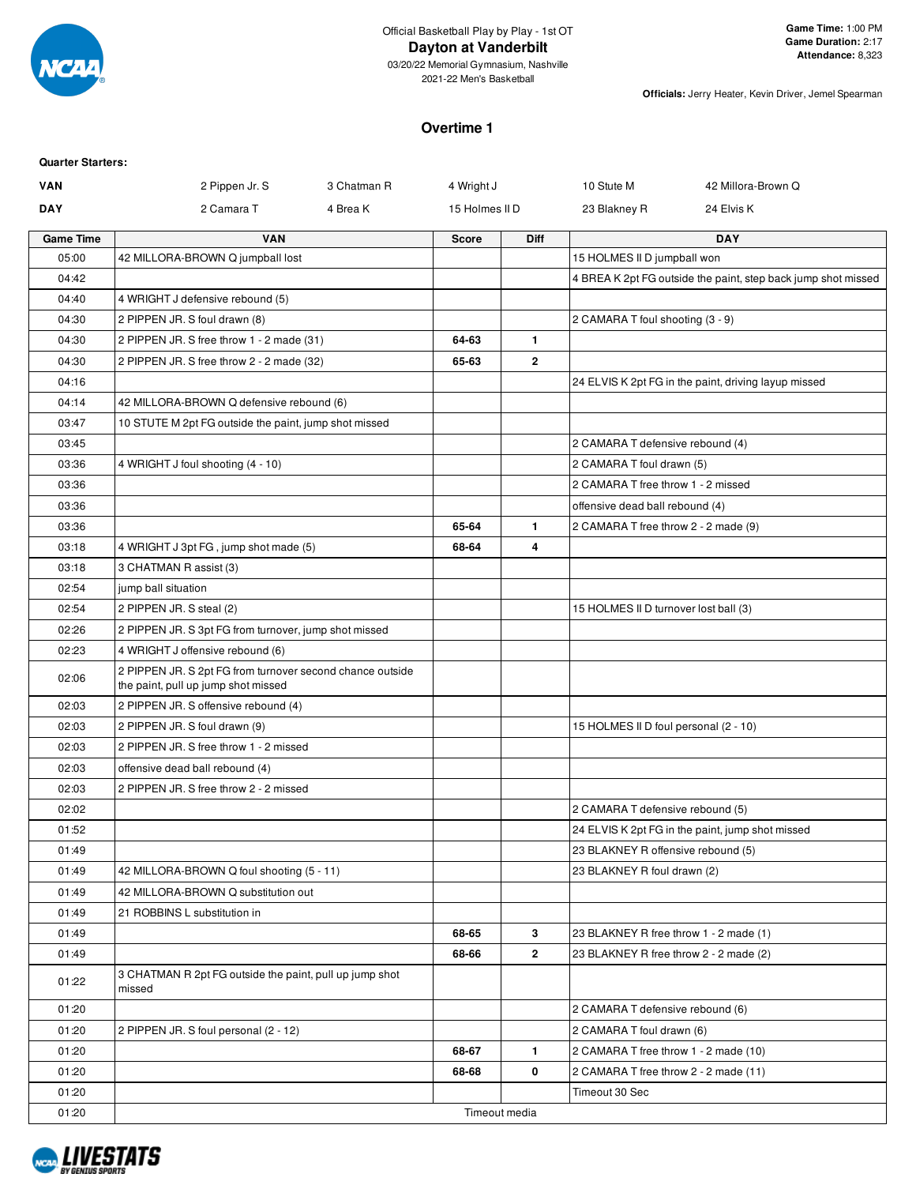Official Basketball Play by Play - 1st OT

# Dayton at Vanderbilt

03/20/22 Memorial Gymnasium, Nashville
2021-22 Men's Basketball

**Game Time:** 1:00 PM
**Game Duration:** 2:17
**Attendance:** 8,323

**Officials:** Jerry Heater, Kevin Driver, Jemel Spearman

## Overtime 1

**Quarter Starters:**

| | | | | | |
|---|---|---|---|---|---|
| **VAN** | 2 Pippen Jr. S | 3 Chatman R | 4 Wright J | 10 Stute M | 42 Millora-Brown Q |
| **DAY** | 2 Camara T | 4 Brea K | 15 Holmes II D | 23 Blakney R | 24 Elvis K |

| Game Time | VAN | Score | Diff | DAY |
|---|---|---|---|---|
| 05:00 | 42 MILLORA-BROWN Q jumpball lost | | | 15 HOLMES II D jumpball won |
| 04:42 | | | | 4 BREA K 2pt FG outside the paint, step back jump shot missed |
| 04:40 | 4 WRIGHT J defensive rebound (5) | | | |
| 04:30 | 2 PIPPEN JR. S foul drawn (8) | | | 2 CAMARA T foul shooting (3 - 9) |
| 04:30 | 2 PIPPEN JR. S free throw 1 - 2 made (31) | 64-63 | 1 | |
| 04:30 | 2 PIPPEN JR. S free throw 2 - 2 made (32) | 65-63 | 2 | |
| 04:16 | | | | 24 ELVIS K 2pt FG in the paint, driving layup missed |
| 04:14 | 42 MILLORA-BROWN Q defensive rebound (6) | | | |
| 03:47 | 10 STUTE M 2pt FG outside the paint, jump shot missed | | | |
| 03:45 | | | | 2 CAMARA T defensive rebound (4) |
| 03:36 | 4 WRIGHT J foul shooting (4 - 10) | | | 2 CAMARA T foul drawn (5) |
| 03:36 | | | | 2 CAMARA T free throw 1 - 2 missed |
| 03:36 | | | | offensive dead ball rebound (4) |
| 03:36 | | 65-64 | 1 | 2 CAMARA T free throw 2 - 2 made (9) |
| 03:18 | 4 WRIGHT J 3pt FG , jump shot made (5) | 68-64 | 4 | |
| 03:18 | 3 CHATMAN R assist (3) | | | |
| 02:54 | jump ball situation | | | |
| 02:54 | 2 PIPPEN JR. S steal (2) | | | 15 HOLMES II D turnover lost ball (3) |
| 02:26 | 2 PIPPEN JR. S 3pt FG from turnover, jump shot missed | | | |
| 02:23 | 4 WRIGHT J offensive rebound (6) | | | |
| 02:06 | 2 PIPPEN JR. S 2pt FG from turnover second chance outside the paint, pull up jump shot missed | | | |
| 02:03 | 2 PIPPEN JR. S offensive rebound (4) | | | |
| 02:03 | 2 PIPPEN JR. S foul drawn (9) | | | 15 HOLMES II D foul personal (2 - 10) |
| 02:03 | 2 PIPPEN JR. S free throw 1 - 2 missed | | | |
| 02:03 | offensive dead ball rebound (4) | | | |
| 02:03 | 2 PIPPEN JR. S free throw 2 - 2 missed | | | |
| 02:02 | | | | 2 CAMARA T defensive rebound (5) |
| 01:52 | | | | 24 ELVIS K 2pt FG in the paint, jump shot missed |
| 01:49 | | | | 23 BLAKNEY R offensive rebound (5) |
| 01:49 | 42 MILLORA-BROWN Q foul shooting (5 - 11) | | | 23 BLAKNEY R foul drawn (2) |
| 01:49 | 42 MILLORA-BROWN Q substitution out | | | |
| 01:49 | 21 ROBBINS L substitution in | | | |
| 01:49 | | 68-65 | 3 | 23 BLAKNEY R free throw 1 - 2 made (1) |
| 01:49 | | 68-66 | 2 | 23 BLAKNEY R free throw 2 - 2 made (2) |
| 01:22 | 3 CHATMAN R 2pt FG outside the paint, pull up jump shot missed | | | |
| 01:20 | | | | 2 CAMARA T defensive rebound (6) |
| 01:20 | 2 PIPPEN JR. S foul personal (2 - 12) | | | 2 CAMARA T foul drawn (6) |
| 01:20 | | 68-67 | 1 | 2 CAMARA T free throw 1 - 2 made (10) |
| 01:20 | | 68-68 | 0 | 2 CAMARA T free throw 2 - 2 made (11) |
| 01:20 | | | | Timeout 30 Sec |
| 01:20 | Timeout media | | | |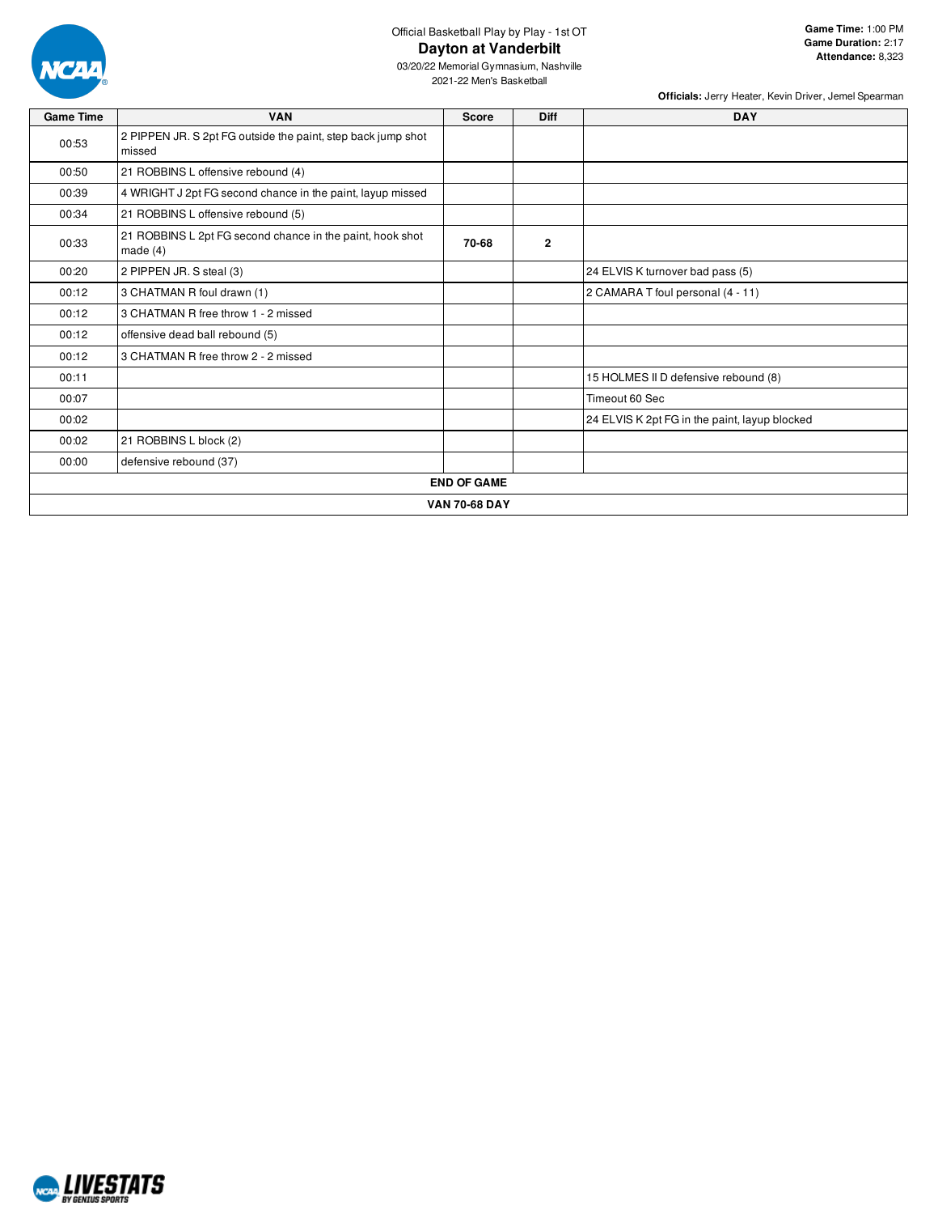Official Basketball Play by Play - 1st OT

# Dayton at Vanderbilt

03/20/22 Memorial Gymnasium, Nashville
2021-22 Men's Basketball

**Game Time:** 1:00 PM
**Game Duration:** 2:17
**Attendance:** 8,323

**Officials:** Jerry Heater, Kevin Driver, Jemel Spearman

| Game Time | VAN | Score | Diff | DAY |
|---|---|---|---|---|
| 00:53 | 2 PIPPEN JR. S 2pt FG outside the paint, step back jump shot missed | | | |
| 00:50 | 21 ROBBINS L offensive rebound (4) | | | |
| 00:39 | 4 WRIGHT J 2pt FG second chance in the paint, layup missed | | | |
| 00:34 | 21 ROBBINS L offensive rebound (5) | | | |
| 00:33 | 21 ROBBINS L 2pt FG second chance in the paint, hook shot made (4) | 70-68 | 2 | |
| 00:20 | 2 PIPPEN JR. S steal (3) | | | 24 ELVIS K turnover bad pass (5) |
| 00:12 | 3 CHATMAN R foul drawn (1) | | | 2 CAMARA T foul personal (4 - 11) |
| 00:12 | 3 CHATMAN R free throw 1 - 2 missed | | | |
| 00:12 | offensive dead ball rebound (5) | | | |
| 00:12 | 3 CHATMAN R free throw 2 - 2 missed | | | |
| 00:11 | | | | 15 HOLMES II D defensive rebound (8) |
| 00:07 | | | | Timeout 60 Sec |
| 00:02 | | | | 24 ELVIS K 2pt FG in the paint, layup blocked |
| 00:02 | 21 ROBBINS L block (2) | | | |
| 00:00 | defensive rebound (37) | | | |
| **END OF GAME** | | | | |
| **VAN 70-68 DAY** | | | | |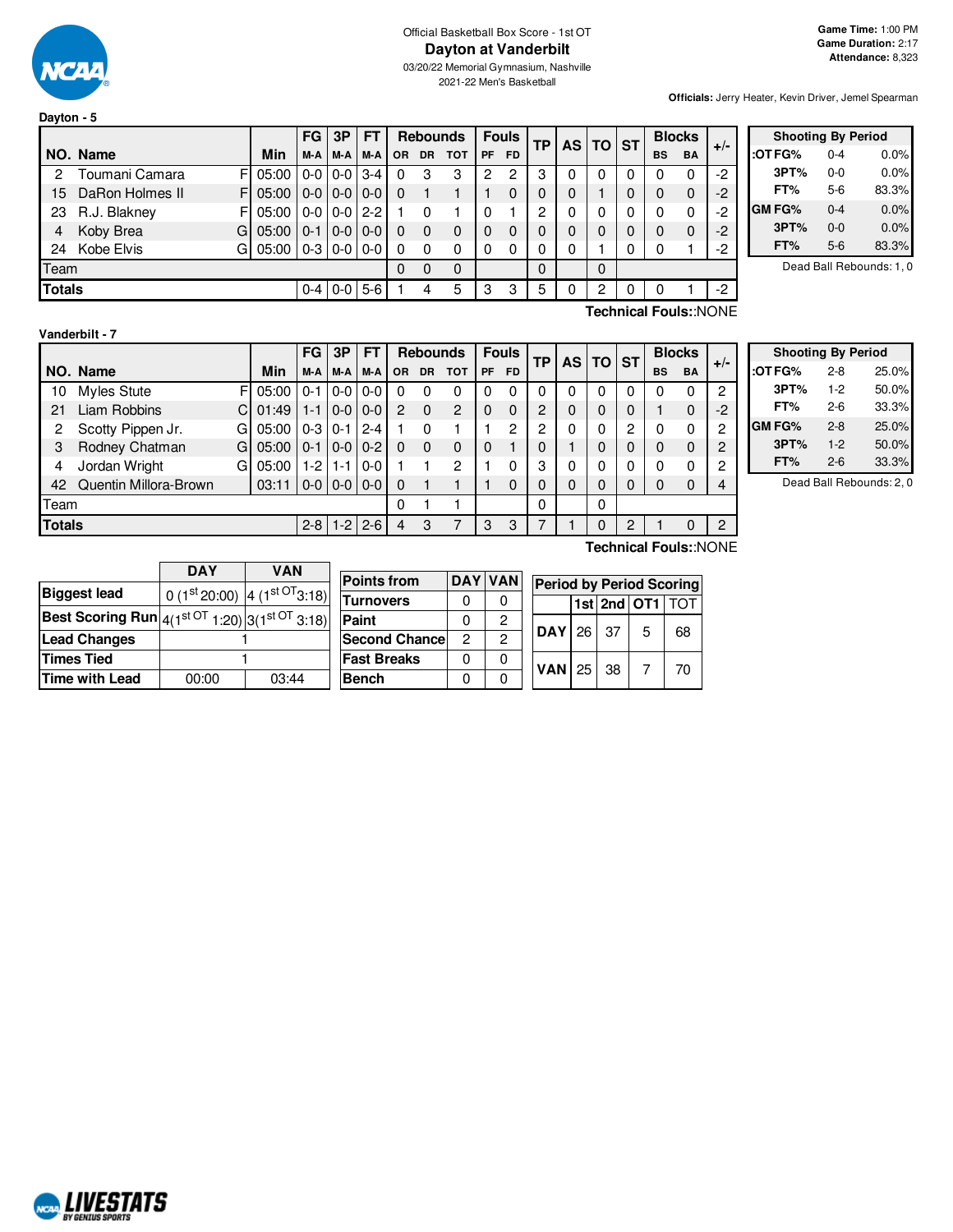Official Basketball Box Score - 1st OT

# Dayton at Vanderbilt

03/20/22 Memorial Gymnasium, Nashville

2021-22 Men's Basketball

**Game Time:** 1:00 PM
**Game Duration:** 2:17
**Attendance:** 8,323

**Officials:** Jerry Heater, Kevin Driver, Jemel Spearman

## Dayton - 5

| NO. | Name | | Min | FG M-A | 3P M-A | FT M-A | OR | DR | TOT | PF | FD | TP | AS | TO | ST | BS | BA | +/- |
|---|---|---|---|---|---|---|---|---|---|---|---|---|---|---|---|---|---|---|
| 2 | Toumani Camara | F | 05:00 | 0-0 | 0-0 | 3-4 | 0 | 3 | 3 | 2 | 2 | 3 | 0 | 0 | 0 | 0 | 0 | -2 |
| 15 | DaRon Holmes II | F | 05:00 | 0-0 | 0-0 | 0-0 | 0 | 1 | 1 | 1 | 0 | 0 | 0 | 1 | 0 | 0 | 0 | -2 |
| 23 | R.J. Blakney | F | 05:00 | 0-0 | 0-0 | 2-2 | 1 | 0 | 1 | 0 | 1 | 2 | 0 | 0 | 0 | 0 | 0 | -2 |
| 4 | Koby Brea | G | 05:00 | 0-1 | 0-0 | 0-0 | 0 | 0 | 0 | 0 | 0 | 0 | 0 | 0 | 0 | 0 | 0 | -2 |
| 24 | Kobe Elvis | G | 05:00 | 0-3 | 0-0 | 0-0 | 0 | 0 | 0 | 0 | 0 | 0 | 0 | 1 | 0 | 0 | 1 | -2 |
| | Team | | | | | | 0 | 0 | 0 | | | 0 | | 0 | | | | |
| | **Totals** | | | 0-4 | 0-0 | 5-6 | 1 | 4 | 5 | 3 | 3 | 5 | 0 | 2 | 0 | 0 | 1 | -2 |

**Technical Fouls:**:NONE

| Shooting By Period | | |
|---|---|---|
| :OT FG% | 0-4 | 0.0% |
| 3PT% | 0-0 | 0.0% |
| FT% | 5-6 | 83.3% |
| GM FG% | 0-4 | 0.0% |
| 3PT% | 0-0 | 0.0% |
| FT% | 5-6 | 83.3% |

Dead Ball Rebounds: 1, 0

## Vanderbilt - 7

| NO. | Name | | Min | FG M-A | 3P M-A | FT M-A | OR | DR | TOT | PF | FD | TP | AS | TO | ST | BS | BA | +/- |
|---|---|---|---|---|---|---|---|---|---|---|---|---|---|---|---|---|---|---|
| 10 | Myles Stute | F | 05:00 | 0-1 | 0-0 | 0-0 | 0 | 0 | 0 | 0 | 0 | 0 | 0 | 0 | 0 | 0 | 0 | 2 |
| 21 | Liam Robbins | C | 01:49 | 1-1 | 0-0 | 0-0 | 2 | 0 | 2 | 0 | 0 | 2 | 0 | 0 | 0 | 1 | 0 | -2 |
| 2 | Scotty Pippen Jr. | G | 05:00 | 0-3 | 0-1 | 2-4 | 1 | 0 | 1 | 1 | 2 | 2 | 0 | 0 | 2 | 0 | 0 | 2 |
| 3 | Rodney Chatman | G | 05:00 | 0-1 | 0-0 | 0-2 | 0 | 0 | 0 | 0 | 1 | 0 | 1 | 0 | 0 | 0 | 0 | 2 |
| 4 | Jordan Wright | G | 05:00 | 1-2 | 1-1 | 0-0 | 1 | 1 | 2 | 1 | 0 | 3 | 0 | 0 | 0 | 0 | 0 | 2 |
| 42 | Quentin Millora-Brown | | 03:11 | 0-0 | 0-0 | 0-0 | 0 | 1 | 1 | 1 | 0 | 0 | 0 | 0 | 0 | 0 | 0 | 4 |
| | Team | | | | | | 0 | 1 | 1 | | | 0 | | 0 | | | | |
| | **Totals** | | | 2-8 | 1-2 | 2-6 | 4 | 3 | 7 | 3 | 3 | 7 | 1 | 0 | 2 | 1 | 0 | 2 |

**Technical Fouls:**:NONE

| Shooting By Period | | |
|---|---|---|
| :OT FG% | 2-8 | 25.0% |
| 3PT% | 1-2 | 50.0% |
| FT% | 2-6 | 33.3% |
| GM FG% | 2-8 | 25.0% |
| 3PT% | 1-2 | 50.0% |
| FT% | 2-6 | 33.3% |

Dead Ball Rebounds: 2, 0

| | DAY | VAN |
|---|---|---|
| **Biggest lead** | 0 (1st 20:00) | 4 (1st OT 3:18) |
| **Best Scoring Run** | 4(1st OT 1:20) | 3(1st OT 3:18) |
| **Lead Changes** | 1 | |
| **Times Tied** | 1 | |
| **Time with Lead** | 00:00 | 03:44 |

| Points from | DAY | VAN |
|---|---|---|
| Turnovers | 0 | 0 |
| Paint | 0 | 2 |
| Second Chance | 2 | 2 |
| Fast Breaks | 0 | 0 |
| Bench | 0 | 0 |

| Period by Period Scoring | 1st | 2nd | OT1 | TOT |
|---|---|---|---|---|
| DAY | 26 | 37 | 5 | 68 |
| VAN | 25 | 38 | 7 | 70 |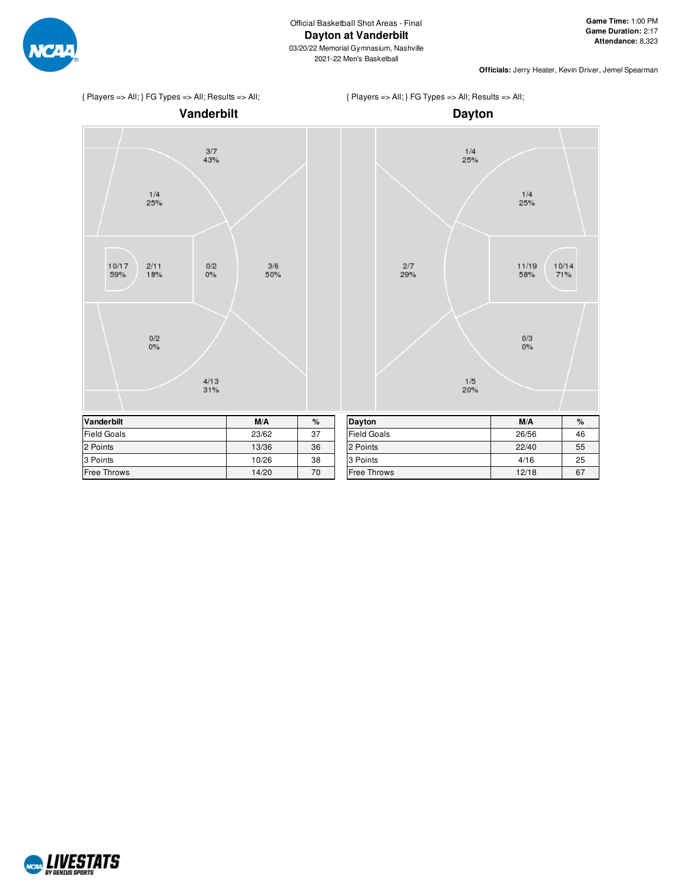Official Basketball Shot Areas - Final

# Dayton at Vanderbilt

03/20/22 Memorial Gymnasium, Nashville

2021-22 Men's Basketball

**Game Time:** 1:00 PM
**Game Duration:** 2:17
**Attendance:** 8,323

**Officials:** Jerry Heater, Kevin Driver, Jemel Spearman

{ Players => All; } FG Types => All; Results => All;

## Vanderbilt

3/7 43%

1/4 25%

10/17 59%

2/11 18%

0/2 0%

3/6 50%

0/2 0%

4/13 31%

{ Players => All; } FG Types => All; Results => All;

## Dayton

1/4 25%

1/4 25%

2/7 29%

11/19 58%

10/14 71%

0/3 0%

1/5 20%

| Vanderbilt | M/A | % |
|---|---|---|
| Field Goals | 23/62 | 37 |
| 2 Points | 13/36 | 36 |
| 3 Points | 10/26 | 38 |
| Free Throws | 14/20 | 70 |

| Dayton | M/A | % |
|---|---|---|
| Field Goals | 26/56 | 46 |
| 2 Points | 22/40 | 55 |
| 3 Points | 4/16 | 25 |
| Free Throws | 12/18 | 67 |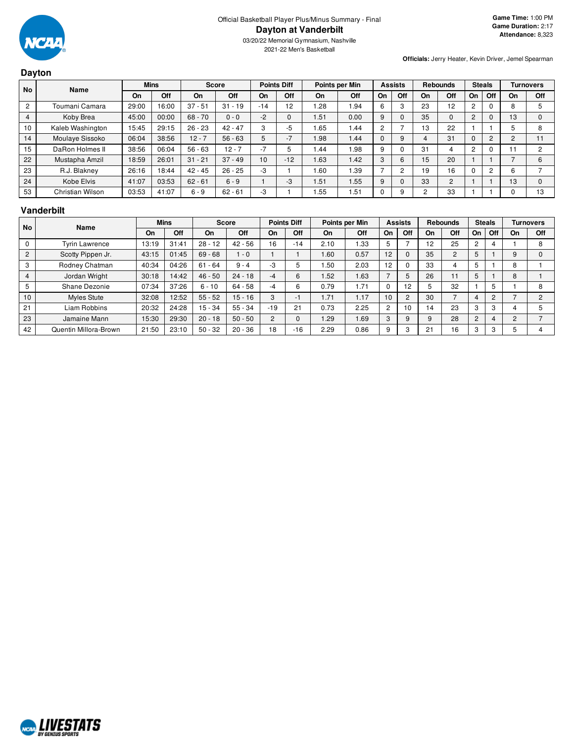Official Basketball Player Plus/Minus Summary - Final

# Dayton at Vanderbilt

03/20/22 Memorial Gymnasium, Nashville

2021-22 Men's Basketball

**Game Time:** 1:00 PM
**Game Duration:** 2:17
**Attendance:** 8,323

**Officials:** Jerry Heater, Kevin Driver, Jemel Spearman

## Dayton

| No | Name | Mins | | Score | | Points Diff | | Points per Min | | Assists | | Rebounds | | Steals | | Turnovers | |
|---|---|---|---|---|---|---|---|---|---|---|---|---|---|---|---|---|---|
| | | On | Off | On | Off | On | Off | On | Off | On | Off | On | Off | On | Off | On | Off |
| 2 | Toumani Camara | 29:00 | 16:00 | 37 - 51 | 31 - 19 | -14 | 12 | 1.28 | 1.94 | 6 | 3 | 23 | 12 | 2 | 0 | 8 | 5 |
| 4 | Koby Brea | 45:00 | 00:00 | 68 - 70 | 0 - 0 | -2 | 0 | 1.51 | 0.00 | 9 | 0 | 35 | 0 | 2 | 0 | 13 | 0 |
| 10 | Kaleb Washington | 15:45 | 29:15 | 26 - 23 | 42 - 47 | 3 | -5 | 1.65 | 1.44 | 2 | 7 | 13 | 22 | 1 | 1 | 5 | 8 |
| 14 | Moulaye Sissoko | 06:04 | 38:56 | 12 - 7 | 56 - 63 | 5 | -7 | 1.98 | 1.44 | 0 | 9 | 4 | 31 | 0 | 2 | 2 | 11 |
| 15 | DaRon Holmes II | 38:56 | 06:04 | 56 - 63 | 12 - 7 | -7 | 5 | 1.44 | 1.98 | 9 | 0 | 31 | 4 | 2 | 0 | 11 | 2 |
| 22 | Mustapha Amzil | 18:59 | 26:01 | 31 - 21 | 37 - 49 | 10 | -12 | 1.63 | 1.42 | 3 | 6 | 15 | 20 | 1 | 1 | 7 | 6 |
| 23 | R.J. Blakney | 26:16 | 18:44 | 42 - 45 | 26 - 25 | -3 | 1 | 1.60 | 1.39 | 7 | 2 | 19 | 16 | 0 | 2 | 6 | 7 |
| 24 | Kobe Elvis | 41:07 | 03:53 | 62 - 61 | 6 - 9 | 1 | -3 | 1.51 | 1.55 | 9 | 0 | 33 | 2 | 1 | 1 | 13 | 0 |
| 53 | Christian Wilson | 03:53 | 41:07 | 6 - 9 | 62 - 61 | -3 | 1 | 1.55 | 1.51 | 0 | 9 | 2 | 33 | 1 | 1 | 0 | 13 |

## Vanderbilt

| No | Name | Mins | | Score | | Points Diff | | Points per Min | | Assists | | Rebounds | | Steals | | Turnovers | |
|---|---|---|---|---|---|---|---|---|---|---|---|---|---|---|---|---|---|
| | | On | Off | On | Off | On | Off | On | Off | On | Off | On | Off | On | Off | On | Off |
| 0 | Tyrin Lawrence | 13:19 | 31:41 | 28 - 12 | 42 - 56 | 16 | -14 | 2.10 | 1.33 | 5 | 7 | 12 | 25 | 2 | 4 | 1 | 8 |
| 2 | Scotty Pippen Jr. | 43:15 | 01:45 | 69 - 68 | 1 - 0 | 1 | 1 | 1.60 | 0.57 | 12 | 0 | 35 | 2 | 5 | 1 | 9 | 0 |
| 3 | Rodney Chatman | 40:34 | 04:26 | 61 - 64 | 9 - 4 | -3 | 5 | 1.50 | 2.03 | 12 | 0 | 33 | 4 | 5 | 1 | 8 | 1 |
| 4 | Jordan Wright | 30:18 | 14:42 | 46 - 50 | 24 - 18 | -4 | 6 | 1.52 | 1.63 | 7 | 5 | 26 | 11 | 5 | 1 | 8 | 1 |
| 5 | Shane Dezonie | 07:34 | 37:26 | 6 - 10 | 64 - 58 | -4 | 6 | 0.79 | 1.71 | 0 | 12 | 5 | 32 | 1 | 5 | 1 | 8 |
| 10 | Myles Stute | 32:08 | 12:52 | 55 - 52 | 15 - 16 | 3 | -1 | 1.71 | 1.17 | 10 | 2 | 30 | 7 | 4 | 2 | 7 | 2 |
| 21 | Liam Robbins | 20:32 | 24:28 | 15 - 34 | 55 - 34 | -19 | 21 | 0.73 | 2.25 | 2 | 10 | 14 | 23 | 3 | 3 | 4 | 5 |
| 23 | Jamaine Mann | 15:30 | 29:30 | 20 - 18 | 50 - 50 | 2 | 0 | 1.29 | 1.69 | 3 | 9 | 9 | 28 | 2 | 4 | 2 | 7 |
| 42 | Quentin Millora-Brown | 21:50 | 23:10 | 50 - 32 | 20 - 36 | 18 | -16 | 2.29 | 0.86 | 9 | 3 | 21 | 16 | 3 | 3 | 5 | 4 |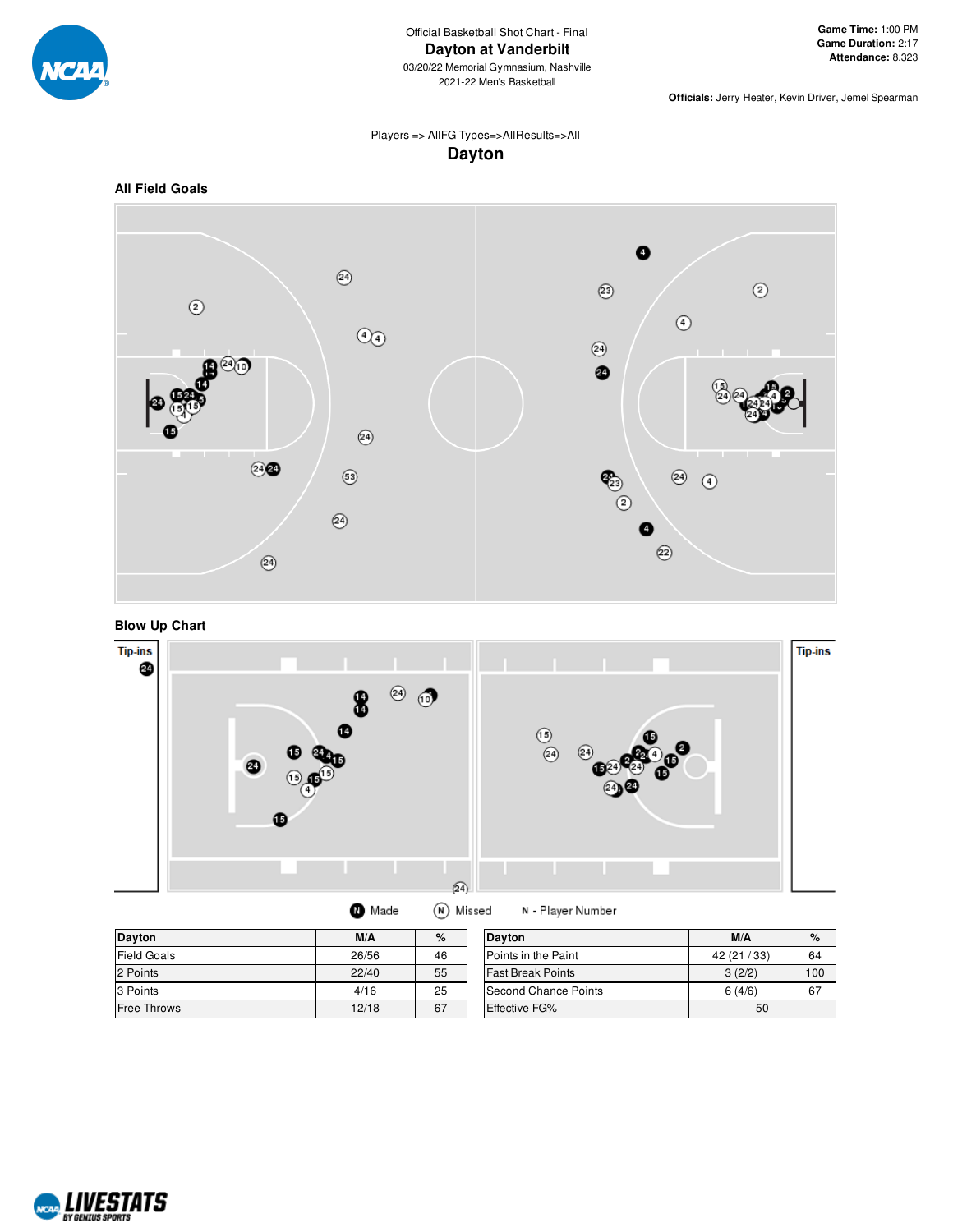Official Basketball Shot Chart - Final

# Dayton at Vanderbilt

03/20/22 Memorial Gymnasium, Nashville
2021-22 Men's Basketball

**Game Time:** 1:00 PM
**Game Duration:** 2:17
**Attendance:** 8,323

**Officials:** Jerry Heater, Kevin Driver, Jemel Spearman

Players => AllFG Types=>AllResults=>All

## Dayton

### All Field Goals

### Blow Up Chart

Tip-ins

Tip-ins

N Made   N Missed   N - Player Number

| Dayton | M/A | % |
|---|---|---|
| Field Goals | 26/56 | 46 |
| 2 Points | 22/40 | 55 |
| 3 Points | 4/16 | 25 |
| Free Throws | 12/18 | 67 |

| Dayton | M/A | % |
|---|---|---|
| Points in the Paint | 42 (21 / 33) | 64 |
| Fast Break Points | 3 (2/2) | 100 |
| Second Chance Points | 6 (4/6) | 67 |
| Effective FG% | 50 | |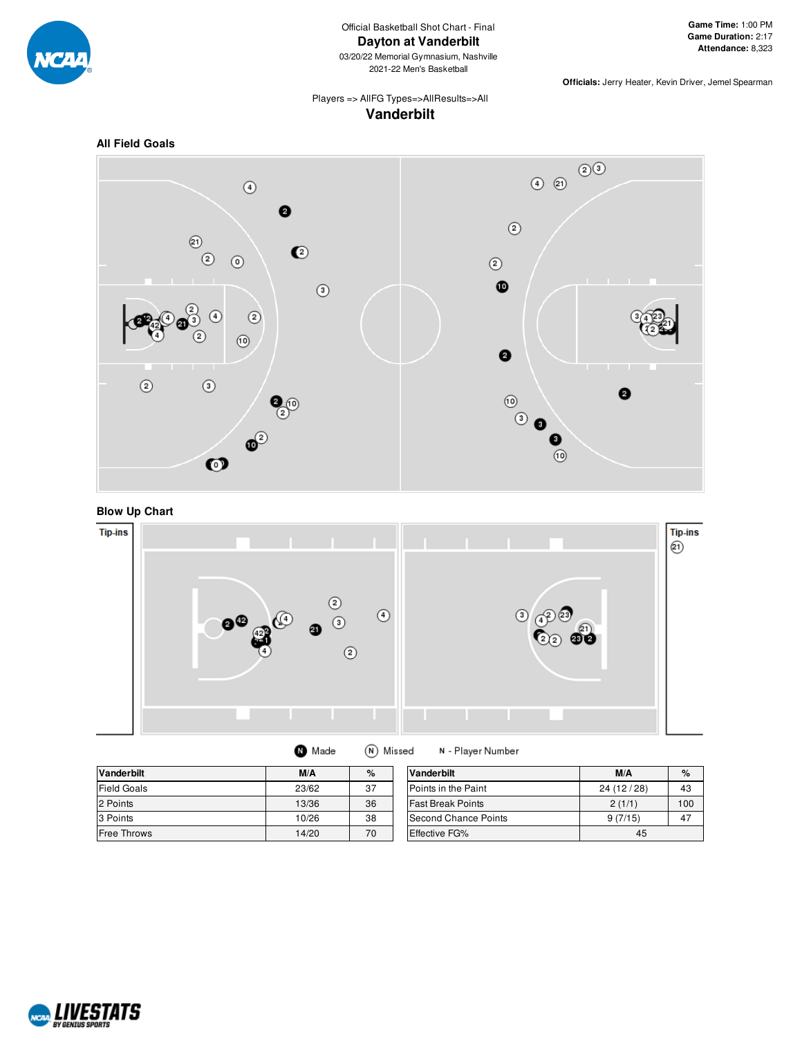Official Basketball Shot Chart - Final

# Dayton at Vanderbilt

03/20/22 Memorial Gymnasium, Nashville

2021-22 Men's Basketball

**Game Time:** 1:00 PM
**Game Duration:** 2:17
**Attendance:** 8,323

**Officials:** Jerry Heater, Kevin Driver, Jemel Spearman

Players => AllFG Types=>AllResults=>All

## Vanderbilt

### All Field Goals

### Blow Up Chart

Tip-ins

Tip-ins

Made    Missed    N - Player Number

| Vanderbilt | M/A | % |
|---|---|---|
| Field Goals | 23/62 | 37 |
| 2 Points | 13/36 | 36 |
| 3 Points | 10/26 | 38 |
| Free Throws | 14/20 | 70 |

| Vanderbilt | M/A | % |
|---|---|---|
| Points in the Paint | 24 (12 / 28) | 43 |
| Fast Break Points | 2 (1/1) | 100 |
| Second Chance Points | 9 (7/15) | 47 |
| Effective FG% | 45 | |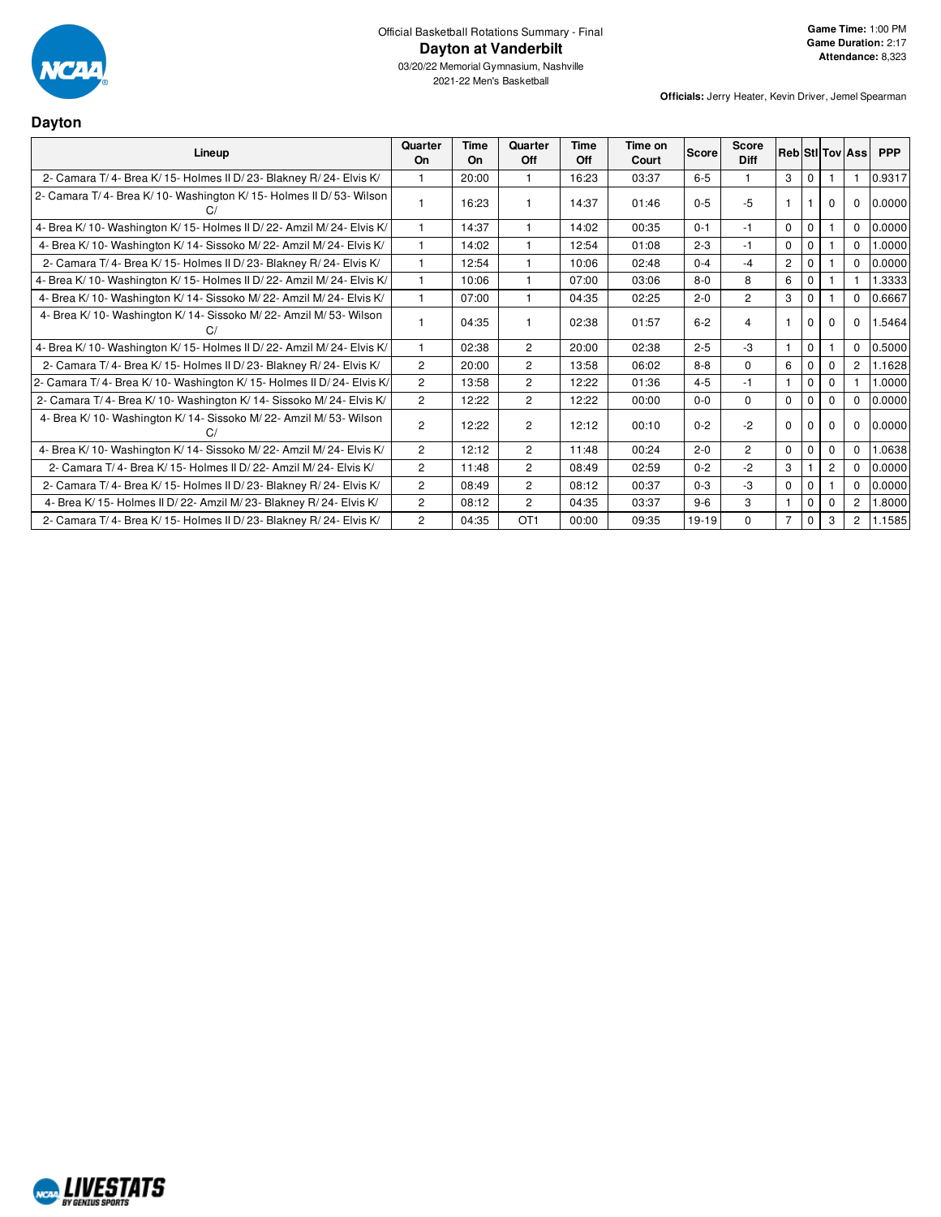Official Basketball Rotations Summary - Final

# Dayton at Vanderbilt

03/20/22 Memorial Gymnasium, Nashville
2021-22 Men's Basketball

**Game Time:** 1:00 PM
**Game Duration:** 2:17
**Attendance:** 8,323

**Officials:** Jerry Heater, Kevin Driver, Jemel Spearman

## Dayton

| Lineup | Quarter On | Time On | Quarter Off | Time Off | Time on Court | Score | Score Diff | Reb | Stl | Tov | Ass | PPP |
|---|---|---|---|---|---|---|---|---|---|---|---|---|
| 2- Camara T/ 4- Brea K/ 15- Holmes II D/ 23- Blakney R/ 24- Elvis K/ | 1 | 20:00 | 1 | 16:23 | 03:37 | 6-5 | 1 | 3 | 0 | 1 | 1 | 0.9317 |
| 2- Camara T/ 4- Brea K/ 10- Washington K/ 15- Holmes II D/ 53- Wilson C/ | 1 | 16:23 | 1 | 14:37 | 01:46 | 0-5 | -5 | 1 | 1 | 0 | 0 | 0.0000 |
| 4- Brea K/ 10- Washington K/ 15- Holmes II D/ 22- Amzil M/ 24- Elvis K/ | 1 | 14:37 | 1 | 14:02 | 00:35 | 0-1 | -1 | 0 | 0 | 1 | 0 | 0.0000 |
| 4- Brea K/ 10- Washington K/ 14- Sissoko M/ 22- Amzil M/ 24- Elvis K/ | 1 | 14:02 | 1 | 12:54 | 01:08 | 2-3 | -1 | 0 | 0 | 1 | 0 | 1.0000 |
| 2- Camara T/ 4- Brea K/ 15- Holmes II D/ 23- Blakney R/ 24- Elvis K/ | 1 | 12:54 | 1 | 10:06 | 02:48 | 0-4 | -4 | 2 | 0 | 1 | 0 | 0.0000 |
| 4- Brea K/ 10- Washington K/ 15- Holmes II D/ 22- Amzil M/ 24- Elvis K/ | 1 | 10:06 | 1 | 07:00 | 03:06 | 8-0 | 8 | 6 | 0 | 1 | 1 | 1.3333 |
| 4- Brea K/ 10- Washington K/ 14- Sissoko M/ 22- Amzil M/ 24- Elvis K/ | 1 | 07:00 | 1 | 04:35 | 02:25 | 2-0 | 2 | 3 | 0 | 1 | 0 | 0.6667 |
| 4- Brea K/ 10- Washington K/ 14- Sissoko M/ 22- Amzil M/ 53- Wilson C/ | 1 | 04:35 | 1 | 02:38 | 01:57 | 6-2 | 4 | 1 | 0 | 0 | 0 | 1.5464 |
| 4- Brea K/ 10- Washington K/ 15- Holmes II D/ 22- Amzil M/ 24- Elvis K/ | 1 | 02:38 | 2 | 20:00 | 02:38 | 2-5 | -3 | 1 | 0 | 1 | 0 | 0.5000 |
| 2- Camara T/ 4- Brea K/ 15- Holmes II D/ 23- Blakney R/ 24- Elvis K/ | 2 | 20:00 | 2 | 13:58 | 06:02 | 8-8 | 0 | 6 | 0 | 0 | 2 | 1.1628 |
| 2- Camara T/ 4- Brea K/ 10- Washington K/ 15- Holmes II D/ 24- Elvis K/ | 2 | 13:58 | 2 | 12:22 | 01:36 | 4-5 | -1 | 1 | 0 | 0 | 1 | 1.0000 |
| 2- Camara T/ 4- Brea K/ 10- Washington K/ 14- Sissoko M/ 24- Elvis K/ | 2 | 12:22 | 2 | 12:22 | 00:00 | 0-0 | 0 | 0 | 0 | 0 | 0 | 0.0000 |
| 4- Brea K/ 10- Washington K/ 14- Sissoko M/ 22- Amzil M/ 53- Wilson C/ | 2 | 12:22 | 2 | 12:12 | 00:10 | 0-2 | -2 | 0 | 0 | 0 | 0 | 0.0000 |
| 4- Brea K/ 10- Washington K/ 14- Sissoko M/ 22- Amzil M/ 24- Elvis K/ | 2 | 12:12 | 2 | 11:48 | 00:24 | 2-0 | 2 | 0 | 0 | 0 | 0 | 1.0638 |
| 2- Camara T/ 4- Brea K/ 15- Holmes II D/ 22- Amzil M/ 24- Elvis K/ | 2 | 11:48 | 2 | 08:49 | 02:59 | 0-2 | -2 | 3 | 1 | 2 | 0 | 0.0000 |
| 2- Camara T/ 4- Brea K/ 15- Holmes II D/ 23- Blakney R/ 24- Elvis K/ | 2 | 08:49 | 2 | 08:12 | 00:37 | 0-3 | -3 | 0 | 0 | 1 | 0 | 0.0000 |
| 4- Brea K/ 15- Holmes II D/ 22- Amzil M/ 23- Blakney R/ 24- Elvis K/ | 2 | 08:12 | 2 | 04:35 | 03:37 | 9-6 | 3 | 1 | 0 | 0 | 2 | 1.8000 |
| 2- Camara T/ 4- Brea K/ 15- Holmes II D/ 23- Blakney R/ 24- Elvis K/ | 2 | 04:35 | OT1 | 00:00 | 09:35 | 19-19 | 0 | 7 | 0 | 3 | 2 | 1.1585 |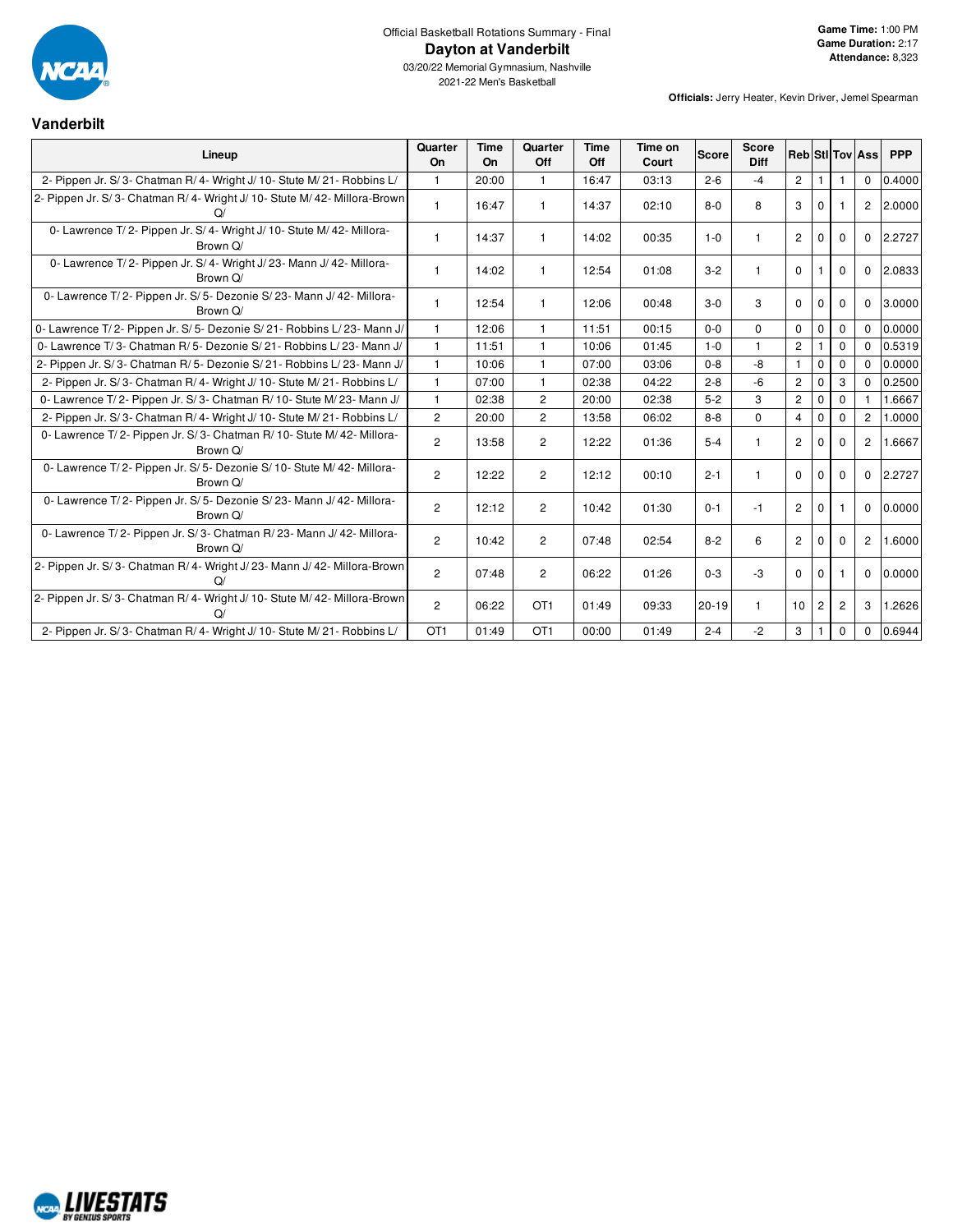Official Basketball Rotations Summary - Final

# Dayton at Vanderbilt

03/20/22 Memorial Gymnasium, Nashville
2021-22 Men's Basketball

**Game Time:** 1:00 PM
**Game Duration:** 2:17
**Attendance:** 8,323

**Officials:** Jerry Heater, Kevin Driver, Jemel Spearman

## Vanderbilt

| Lineup | Quarter On | Time On | Quarter Off | Time Off | Time on Court | Score | Score Diff | Reb | Stl | Tov | Ass | PPP |
|---|---|---|---|---|---|---|---|---|---|---|---|---|
| 2- Pippen Jr. S/ 3- Chatman R/ 4- Wright J/ 10- Stute M/ 21- Robbins L/ | 1 | 20:00 | 1 | 16:47 | 03:13 | 2-6 | -4 | 2 | 1 | 1 | 0 | 0.4000 |
| 2- Pippen Jr. S/ 3- Chatman R/ 4- Wright J/ 10- Stute M/ 42- Millora-Brown Q/ | 1 | 16:47 | 1 | 14:37 | 02:10 | 8-0 | 8 | 3 | 0 | 1 | 2 | 2.0000 |
| 0- Lawrence T/ 2- Pippen Jr. S/ 4- Wright J/ 10- Stute M/ 42- Millora-Brown Q/ | 1 | 14:37 | 1 | 14:02 | 00:35 | 1-0 | 1 | 2 | 0 | 0 | 0 | 2.2727 |
| 0- Lawrence T/ 2- Pippen Jr. S/ 4- Wright J/ 23- Mann J/ 42- Millora-Brown Q/ | 1 | 14:02 | 1 | 12:54 | 01:08 | 3-2 | 1 | 0 | 1 | 0 | 0 | 2.0833 |
| 0- Lawrence T/ 2- Pippen Jr. S/ 5- Dezonie S/ 23- Mann J/ 42- Millora-Brown Q/ | 1 | 12:54 | 1 | 12:06 | 00:48 | 3-0 | 3 | 0 | 0 | 0 | 0 | 3.0000 |
| 0- Lawrence T/ 2- Pippen Jr. S/ 5- Dezonie S/ 21- Robbins L/ 23- Mann J/ | 1 | 12:06 | 1 | 11:51 | 00:15 | 0-0 | 0 | 0 | 0 | 0 | 0 | 0.0000 |
| 0- Lawrence T/ 3- Chatman R/ 5- Dezonie S/ 21- Robbins L/ 23- Mann J/ | 1 | 11:51 | 1 | 10:06 | 01:45 | 1-0 | 1 | 2 | 1 | 0 | 0 | 0.5319 |
| 2- Pippen Jr. S/ 3- Chatman R/ 5- Dezonie S/ 21- Robbins L/ 23- Mann J/ | 1 | 10:06 | 1 | 07:00 | 03:06 | 0-8 | -8 | 1 | 0 | 0 | 0 | 0.0000 |
| 2- Pippen Jr. S/ 3- Chatman R/ 4- Wright J/ 10- Stute M/ 21- Robbins L/ | 1 | 07:00 | 1 | 02:38 | 04:22 | 2-8 | -6 | 2 | 0 | 3 | 0 | 0.2500 |
| 0- Lawrence T/ 2- Pippen Jr. S/ 3- Chatman R/ 10- Stute M/ 23- Mann J/ | 1 | 02:38 | 2 | 20:00 | 02:38 | 5-2 | 3 | 2 | 0 | 0 | 1 | 1.6667 |
| 2- Pippen Jr. S/ 3- Chatman R/ 4- Wright J/ 10- Stute M/ 21- Robbins L/ | 2 | 20:00 | 2 | 13:58 | 06:02 | 8-8 | 0 | 4 | 0 | 0 | 2 | 1.0000 |
| 0- Lawrence T/ 2- Pippen Jr. S/ 3- Chatman R/ 10- Stute M/ 42- Millora-Brown Q/ | 2 | 13:58 | 2 | 12:22 | 01:36 | 5-4 | 1 | 2 | 0 | 0 | 2 | 1.6667 |
| 0- Lawrence T/ 2- Pippen Jr. S/ 5- Dezonie S/ 10- Stute M/ 42- Millora-Brown Q/ | 2 | 12:22 | 2 | 12:12 | 00:10 | 2-1 | 1 | 0 | 0 | 0 | 0 | 2.2727 |
| 0- Lawrence T/ 2- Pippen Jr. S/ 5- Dezonie S/ 23- Mann J/ 42- Millora-Brown Q/ | 2 | 12:12 | 2 | 10:42 | 01:30 | 0-1 | -1 | 2 | 0 | 1 | 0 | 0.0000 |
| 0- Lawrence T/ 2- Pippen Jr. S/ 3- Chatman R/ 23- Mann J/ 42- Millora-Brown Q/ | 2 | 10:42 | 2 | 07:48 | 02:54 | 8-2 | 6 | 2 | 0 | 0 | 2 | 1.6000 |
| 2- Pippen Jr. S/ 3- Chatman R/ 4- Wright J/ 23- Mann J/ 42- Millora-Brown Q/ | 2 | 07:48 | 2 | 06:22 | 01:26 | 0-3 | -3 | 0 | 0 | 1 | 0 | 0.0000 |
| 2- Pippen Jr. S/ 3- Chatman R/ 4- Wright J/ 10- Stute M/ 42- Millora-Brown Q/ | 2 | 06:22 | OT1 | 01:49 | 09:33 | 20-19 | 1 | 10 | 2 | 2 | 3 | 1.2626 |
| 2- Pippen Jr. S/ 3- Chatman R/ 4- Wright J/ 10- Stute M/ 21- Robbins L/ | OT1 | 01:49 | OT1 | 00:00 | 01:49 | 2-4 | -2 | 3 | 1 | 0 | 0 | 0.6944 |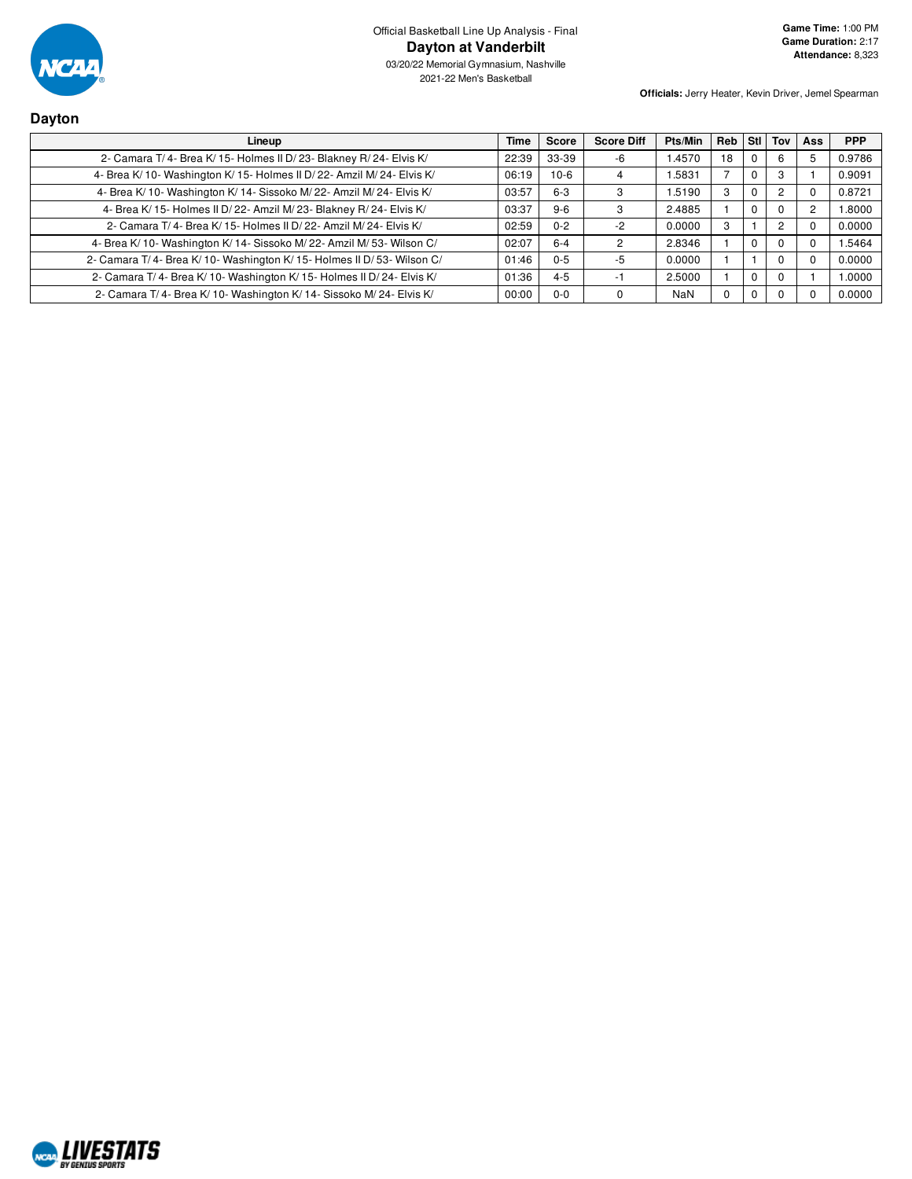Official Basketball Line Up Analysis - Final

# Dayton at Vanderbilt

03/20/22 Memorial Gymnasium, Nashville
2021-22 Men's Basketball

**Game Time:** 1:00 PM
**Game Duration:** 2:17
**Attendance:** 8,323

**Officials:** Jerry Heater, Kevin Driver, Jemel Spearman

## Dayton

| Lineup | Time | Score | Score Diff | Pts/Min | Reb | Stl | Tov | Ass | PPP |
|---|---|---|---|---|---|---|---|---|---|
| 2- Camara T/ 4- Brea K/ 15- Holmes II D/ 23- Blakney R/ 24- Elvis K/ | 22:39 | 33-39 | -6 | 1.4570 | 18 | 0 | 6 | 5 | 0.9786 |
| 4- Brea K/ 10- Washington K/ 15- Holmes II D/ 22- Amzil M/ 24- Elvis K/ | 06:19 | 10-6 | 4 | 1.5831 | 7 | 0 | 3 | 1 | 0.9091 |
| 4- Brea K/ 10- Washington K/ 14- Sissoko M/ 22- Amzil M/ 24- Elvis K/ | 03:57 | 6-3 | 3 | 1.5190 | 3 | 0 | 2 | 0 | 0.8721 |
| 4- Brea K/ 15- Holmes II D/ 22- Amzil M/ 23- Blakney R/ 24- Elvis K/ | 03:37 | 9-6 | 3 | 2.4885 | 1 | 0 | 0 | 2 | 1.8000 |
| 2- Camara T/ 4- Brea K/ 15- Holmes II D/ 22- Amzil M/ 24- Elvis K/ | 02:59 | 0-2 | -2 | 0.0000 | 3 | 1 | 2 | 0 | 0.0000 |
| 4- Brea K/ 10- Washington K/ 14- Sissoko M/ 22- Amzil M/ 53- Wilson C/ | 02:07 | 6-4 | 2 | 2.8346 | 1 | 0 | 0 | 0 | 1.5464 |
| 2- Camara T/ 4- Brea K/ 10- Washington K/ 15- Holmes II D/ 53- Wilson C/ | 01:46 | 0-5 | -5 | 0.0000 | 1 | 1 | 0 | 0 | 0.0000 |
| 2- Camara T/ 4- Brea K/ 10- Washington K/ 15- Holmes II D/ 24- Elvis K/ | 01:36 | 4-5 | -1 | 2.5000 | 1 | 0 | 0 | 1 | 1.0000 |
| 2- Camara T/ 4- Brea K/ 10- Washington K/ 14- Sissoko M/ 24- Elvis K/ | 00:00 | 0-0 | 0 | NaN | 0 | 0 | 0 | 0 | 0.0000 |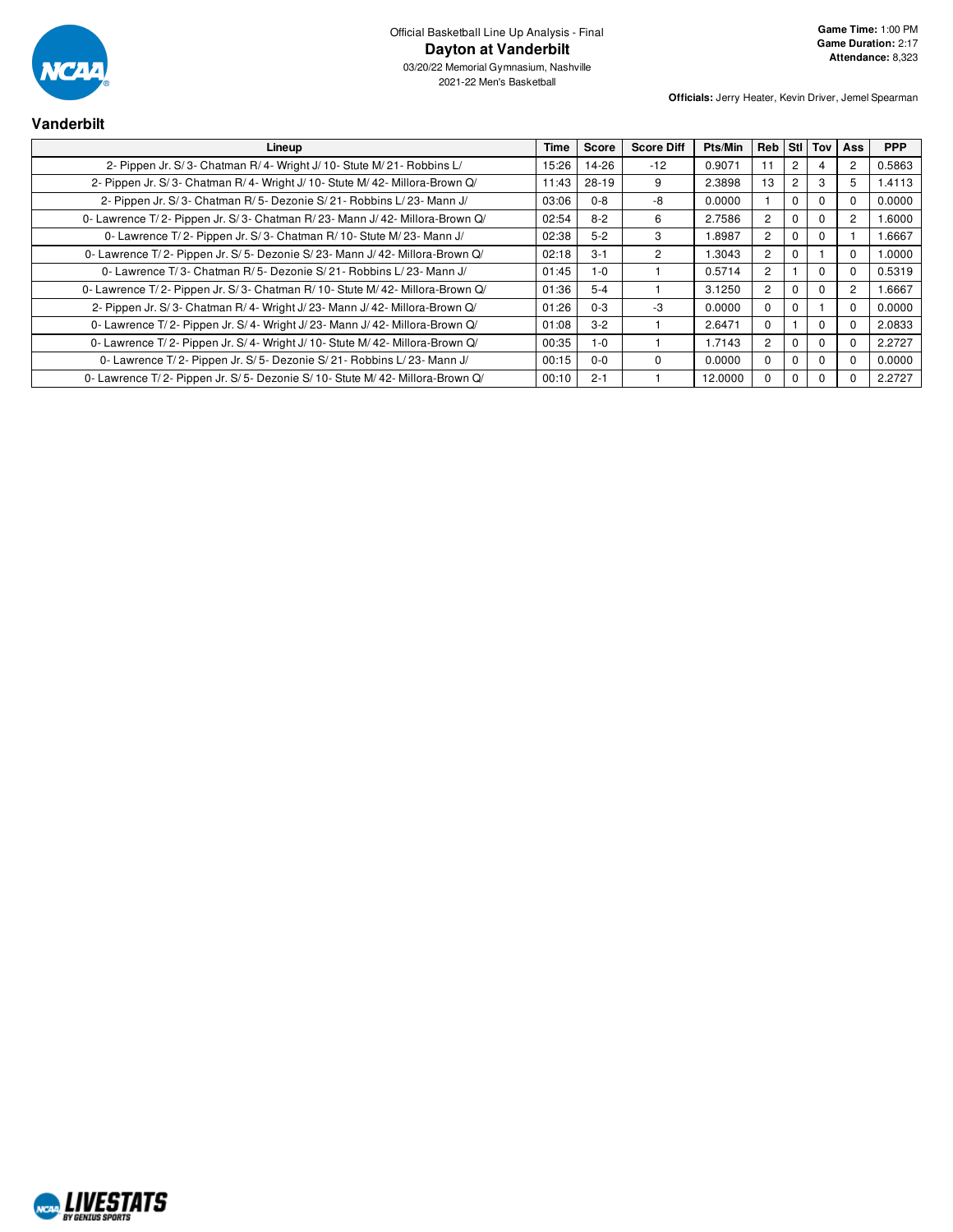Official Basketball Line Up Analysis - Final

# Dayton at Vanderbilt

03/20/22 Memorial Gymnasium, Nashville
2021-22 Men's Basketball

**Game Time:** 1:00 PM
**Game Duration:** 2:17
**Attendance:** 8,323

**Officials:** Jerry Heater, Kevin Driver, Jemel Spearman

## Vanderbilt

| Lineup | Time | Score | Score Diff | Pts/Min | Reb | Stl | Tov | Ass | PPP |
|---|---|---|---|---|---|---|---|---|---|
| 2- Pippen Jr. S/ 3- Chatman R/ 4- Wright J/ 10- Stute M/ 21- Robbins L/ | 15:26 | 14-26 | -12 | 0.9071 | 11 | 2 | 4 | 2 | 0.5863 |
| 2- Pippen Jr. S/ 3- Chatman R/ 4- Wright J/ 10- Stute M/ 42- Millora-Brown Q/ | 11:43 | 28-19 | 9 | 2.3898 | 13 | 2 | 3 | 5 | 1.4113 |
| 2- Pippen Jr. S/ 3- Chatman R/ 5- Dezonie S/ 21- Robbins L/ 23- Mann J/ | 03:06 | 0-8 | -8 | 0.0000 | 1 | 0 | 0 | 0 | 0.0000 |
| 0- Lawrence T/ 2- Pippen Jr. S/ 3- Chatman R/ 23- Mann J/ 42- Millora-Brown Q/ | 02:54 | 8-2 | 6 | 2.7586 | 2 | 0 | 0 | 2 | 1.6000 |
| 0- Lawrence T/ 2- Pippen Jr. S/ 3- Chatman R/ 10- Stute M/ 23- Mann J/ | 02:38 | 5-2 | 3 | 1.8987 | 2 | 0 | 0 | 1 | 1.6667 |
| 0- Lawrence T/ 2- Pippen Jr. S/ 5- Dezonie S/ 23- Mann J/ 42- Millora-Brown Q/ | 02:18 | 3-1 | 2 | 1.3043 | 2 | 0 | 1 | 0 | 1.0000 |
| 0- Lawrence T/ 3- Chatman R/ 5- Dezonie S/ 21- Robbins L/ 23- Mann J/ | 01:45 | 1-0 | 1 | 0.5714 | 2 | 1 | 0 | 0 | 0.5319 |
| 0- Lawrence T/ 2- Pippen Jr. S/ 3- Chatman R/ 10- Stute M/ 42- Millora-Brown Q/ | 01:36 | 5-4 | 1 | 3.1250 | 2 | 0 | 0 | 2 | 1.6667 |
| 2- Pippen Jr. S/ 3- Chatman R/ 4- Wright J/ 23- Mann J/ 42- Millora-Brown Q/ | 01:26 | 0-3 | -3 | 0.0000 | 0 | 0 | 1 | 0 | 0.0000 |
| 0- Lawrence T/ 2- Pippen Jr. S/ 4- Wright J/ 23- Mann J/ 42- Millora-Brown Q/ | 01:08 | 3-2 | 1 | 2.6471 | 0 | 1 | 0 | 0 | 2.0833 |
| 0- Lawrence T/ 2- Pippen Jr. S/ 4- Wright J/ 10- Stute M/ 42- Millora-Brown Q/ | 00:35 | 1-0 | 1 | 1.7143 | 2 | 0 | 0 | 0 | 2.2727 |
| 0- Lawrence T/ 2- Pippen Jr. S/ 5- Dezonie S/ 21- Robbins L/ 23- Mann J/ | 00:15 | 0-0 | 0 | 0.0000 | 0 | 0 | 0 | 0 | 0.0000 |
| 0- Lawrence T/ 2- Pippen Jr. S/ 5- Dezonie S/ 10- Stute M/ 42- Millora-Brown Q/ | 00:10 | 2-1 | 1 | 12.0000 | 0 | 0 | 0 | 0 | 2.2727 |